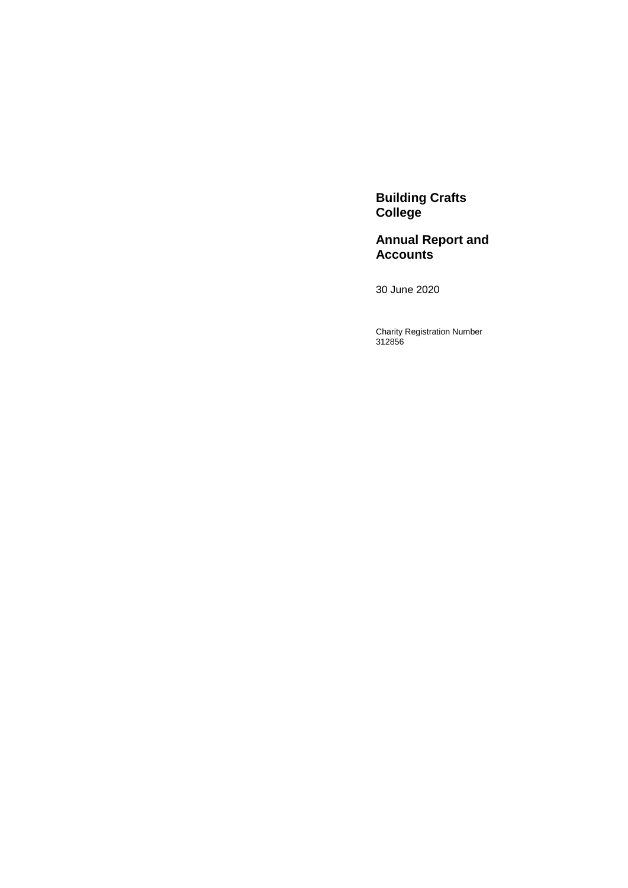# Building Crafts College

## Annual Report and Accounts

30 June 2020

Charity Registration Number
312856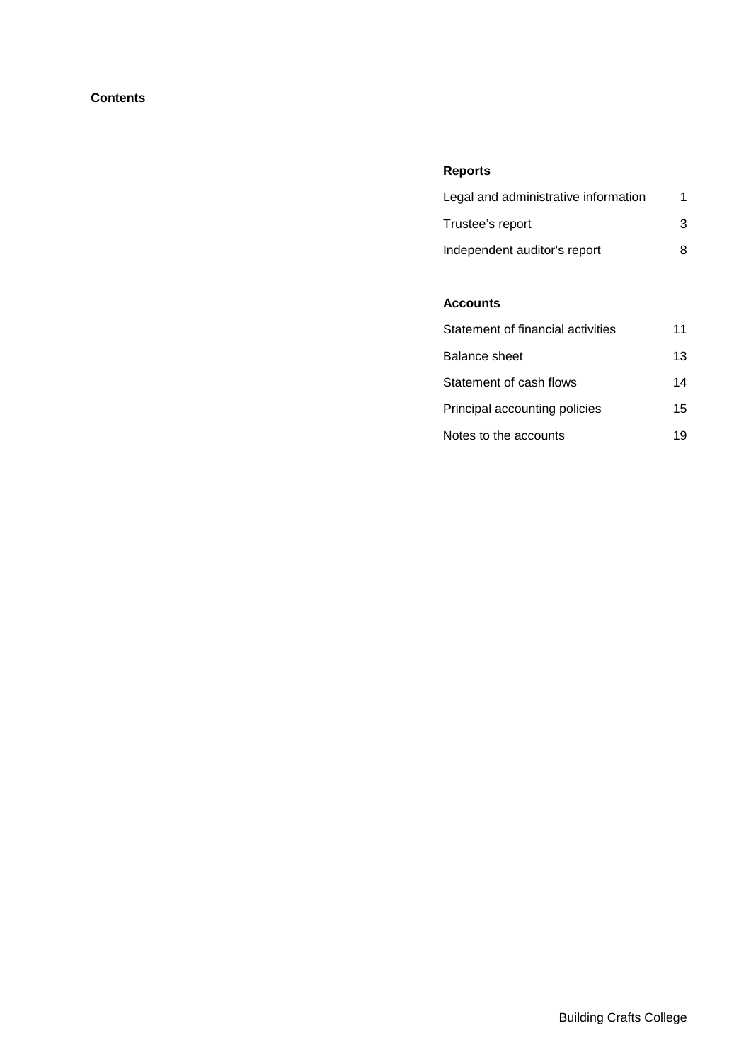**Contents**

### Reports

| | |
|---|---|
| Legal and administrative information | 1 |
| Trustee's report | 3 |
| Independent auditor's report | 8 |

### Accounts

| | |
|---|---|
| Statement of financial activities | 11 |
| Balance sheet | 13 |
| Statement of cash flows | 14 |
| Principal accounting policies | 15 |
| Notes to the accounts | 19 |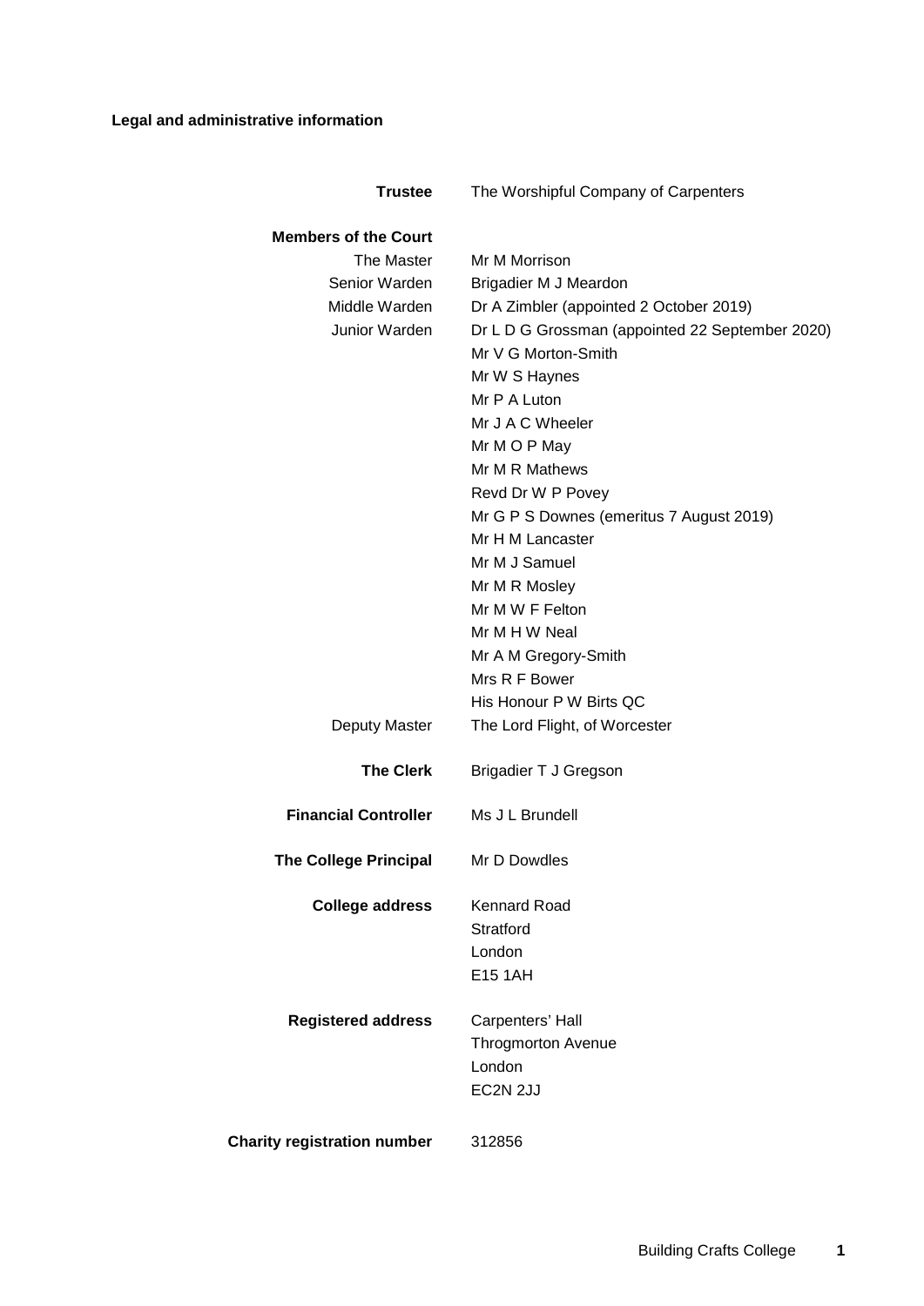## Legal and administrative information

| | |
|---|---|
| **Trustee** | The Worshipful Company of Carpenters |
| **Members of the Court** | |
| The Master | Mr M Morrison |
| Senior Warden | Brigadier M J Meardon |
| Middle Warden | Dr A Zimbler (appointed 2 October 2019) |
| Junior Warden | Dr L D G Grossman (appointed 22 September 2020) |
| | Mr V G Morton-Smith |
| | Mr W S Haynes |
| | Mr P A Luton |
| | Mr J A C Wheeler |
| | Mr M O P May |
| | Mr M R Mathews |
| | Revd Dr W P Povey |
| | Mr G P S Downes (emeritus 7 August 2019) |
| | Mr H M Lancaster |
| | Mr M J Samuel |
| | Mr M R Mosley |
| | Mr M W F Felton |
| | Mr M H W Neal |
| | Mr A M Gregory-Smith |
| | Mrs R F Bower |
| | His Honour P W Birts QC |
| Deputy Master | The Lord Flight, of Worcester |
| **The Clerk** | Brigadier T J Gregson |
| **Financial Controller** | Ms J L Brundell |
| **The College Principal** | Mr D Dowdles |
| **College address** | Kennard Road<br>Stratford<br>London<br>E15 1AH |
| **Registered address** | Carpenters' Hall<br>Throgmorton Avenue<br>London<br>EC2N 2JJ |
| **Charity registration number** | 312856 |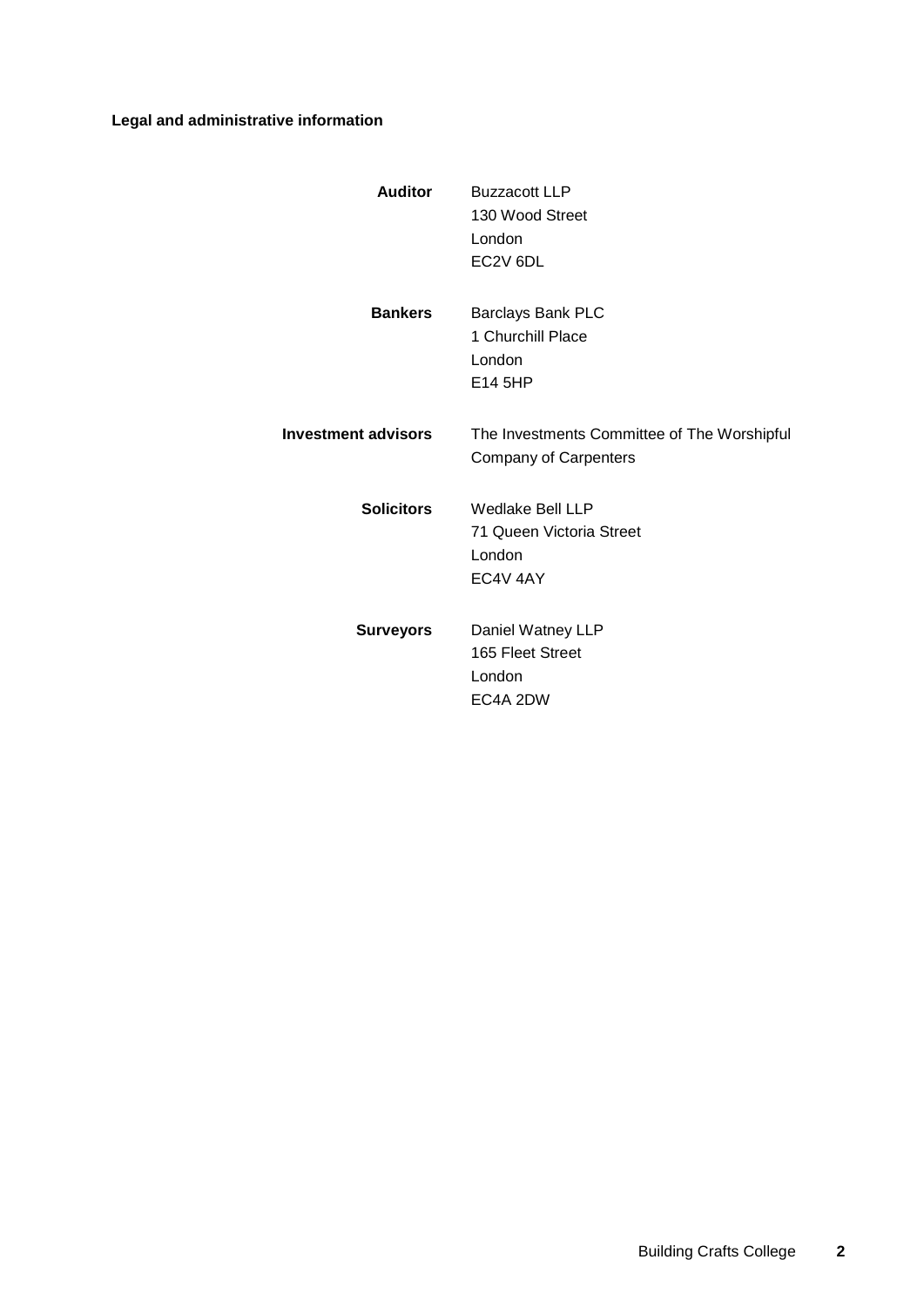**Legal and administrative information**

**Auditor**
Buzzacott LLP
130 Wood Street
London
EC2V 6DL

**Bankers**
Barclays Bank PLC
1 Churchill Place
London
E14 5HP

**Investment advisors**
The Investments Committee of The Worshipful Company of Carpenters

**Solicitors**
Wedlake Bell LLP
71 Queen Victoria Street
London
EC4V 4AY

**Surveyors**
Daniel Watney LLP
165 Fleet Street
London
EC4A 2DW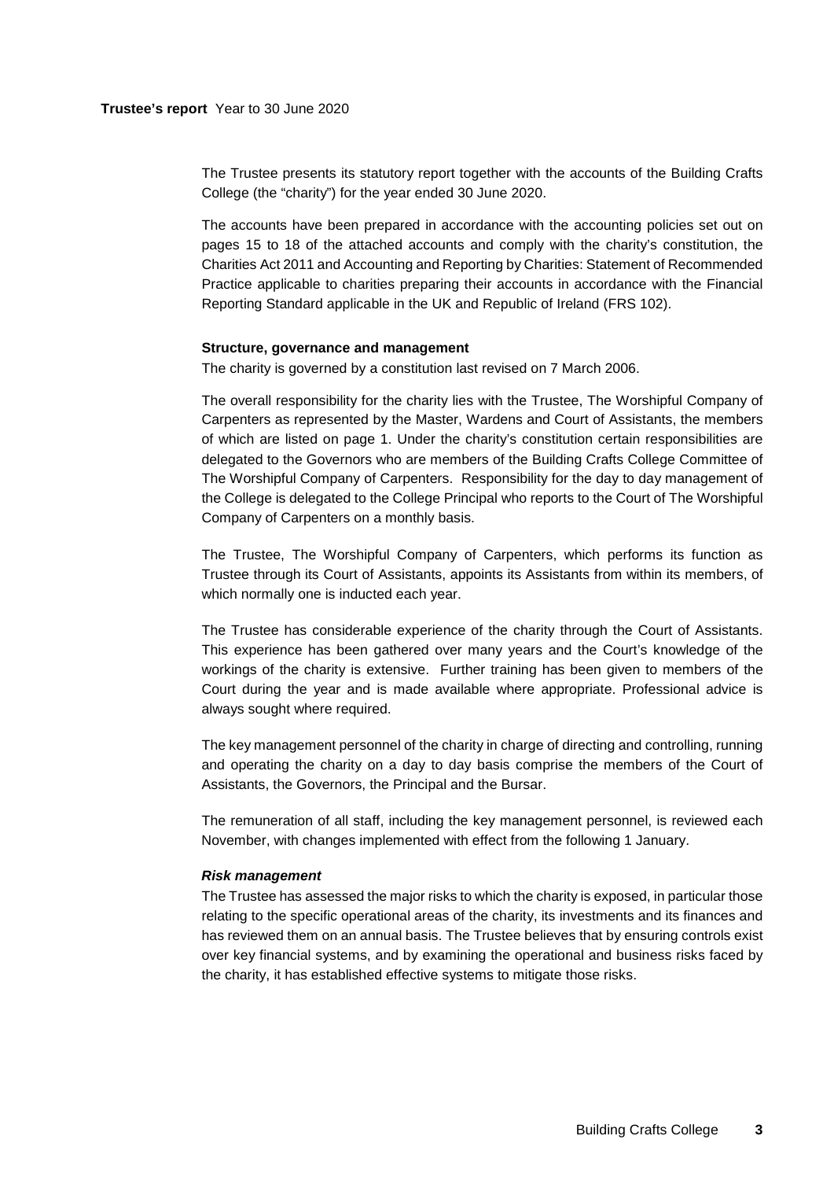**Trustee's report** Year to 30 June 2020

The Trustee presents its statutory report together with the accounts of the Building Crafts College (the "charity") for the year ended 30 June 2020.

The accounts have been prepared in accordance with the accounting policies set out on pages 15 to 18 of the attached accounts and comply with the charity's constitution, the Charities Act 2011 and Accounting and Reporting by Charities: Statement of Recommended Practice applicable to charities preparing their accounts in accordance with the Financial Reporting Standard applicable in the UK and Republic of Ireland (FRS 102).

### Structure, governance and management

The charity is governed by a constitution last revised on 7 March 2006.

The overall responsibility for the charity lies with the Trustee, The Worshipful Company of Carpenters as represented by the Master, Wardens and Court of Assistants, the members of which are listed on page 1. Under the charity's constitution certain responsibilities are delegated to the Governors who are members of the Building Crafts College Committee of The Worshipful Company of Carpenters. Responsibility for the day to day management of the College is delegated to the College Principal who reports to the Court of The Worshipful Company of Carpenters on a monthly basis.

The Trustee, The Worshipful Company of Carpenters, which performs its function as Trustee through its Court of Assistants, appoints its Assistants from within its members, of which normally one is inducted each year.

The Trustee has considerable experience of the charity through the Court of Assistants. This experience has been gathered over many years and the Court's knowledge of the workings of the charity is extensive. Further training has been given to members of the Court during the year and is made available where appropriate. Professional advice is always sought where required.

The key management personnel of the charity in charge of directing and controlling, running and operating the charity on a day to day basis comprise the members of the Court of Assistants, the Governors, the Principal and the Bursar.

The remuneration of all staff, including the key management personnel, is reviewed each November, with changes implemented with effect from the following 1 January.

#### *Risk management*

The Trustee has assessed the major risks to which the charity is exposed, in particular those relating to the specific operational areas of the charity, its investments and its finances and has reviewed them on an annual basis. The Trustee believes that by ensuring controls exist over key financial systems, and by examining the operational and business risks faced by the charity, it has established effective systems to mitigate those risks.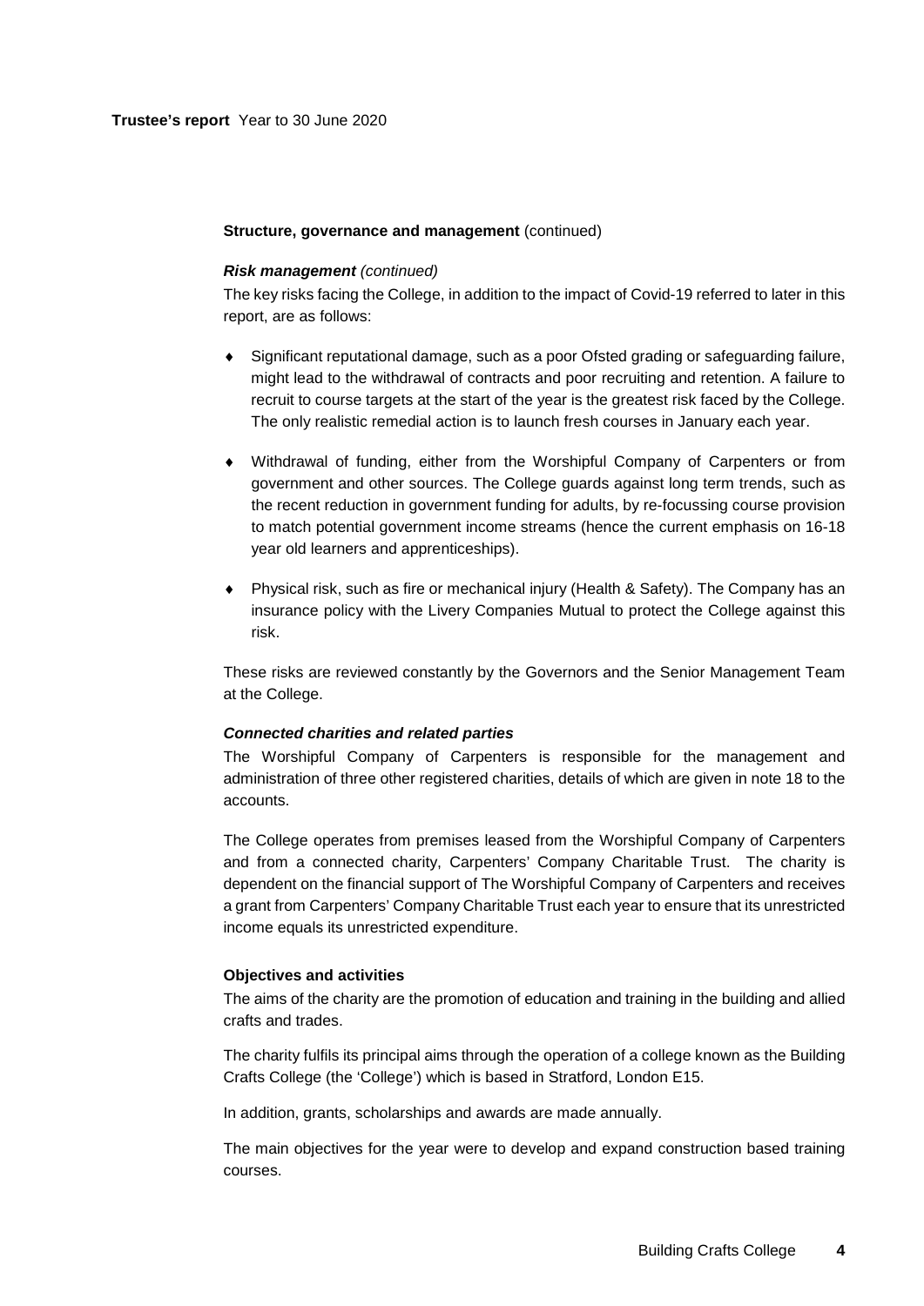**Structure, governance and management** (continued)

***Risk management*** *(continued)*

The key risks facing the College, in addition to the impact of Covid-19 referred to later in this report, are as follows:

- Significant reputational damage, such as a poor Ofsted grading or safeguarding failure, might lead to the withdrawal of contracts and poor recruiting and retention. A failure to recruit to course targets at the start of the year is the greatest risk faced by the College. The only realistic remedial action is to launch fresh courses in January each year.
- Withdrawal of funding, either from the Worshipful Company of Carpenters or from government and other sources. The College guards against long term trends, such as the recent reduction in government funding for adults, by re-focussing course provision to match potential government income streams (hence the current emphasis on 16-18 year old learners and apprenticeships).
- Physical risk, such as fire or mechanical injury (Health & Safety). The Company has an insurance policy with the Livery Companies Mutual to protect the College against this risk.

These risks are reviewed constantly by the Governors and the Senior Management Team at the College.

***Connected charities and related parties***

The Worshipful Company of Carpenters is responsible for the management and administration of three other registered charities, details of which are given in note 18 to the accounts.

The College operates from premises leased from the Worshipful Company of Carpenters and from a connected charity, Carpenters' Company Charitable Trust. The charity is dependent on the financial support of The Worshipful Company of Carpenters and receives a grant from Carpenters' Company Charitable Trust each year to ensure that its unrestricted income equals its unrestricted expenditure.

**Objectives and activities**

The aims of the charity are the promotion of education and training in the building and allied crafts and trades.

The charity fulfils its principal aims through the operation of a college known as the Building Crafts College (the 'College') which is based in Stratford, London E15.

In addition, grants, scholarships and awards are made annually.

The main objectives for the year were to develop and expand construction based training courses.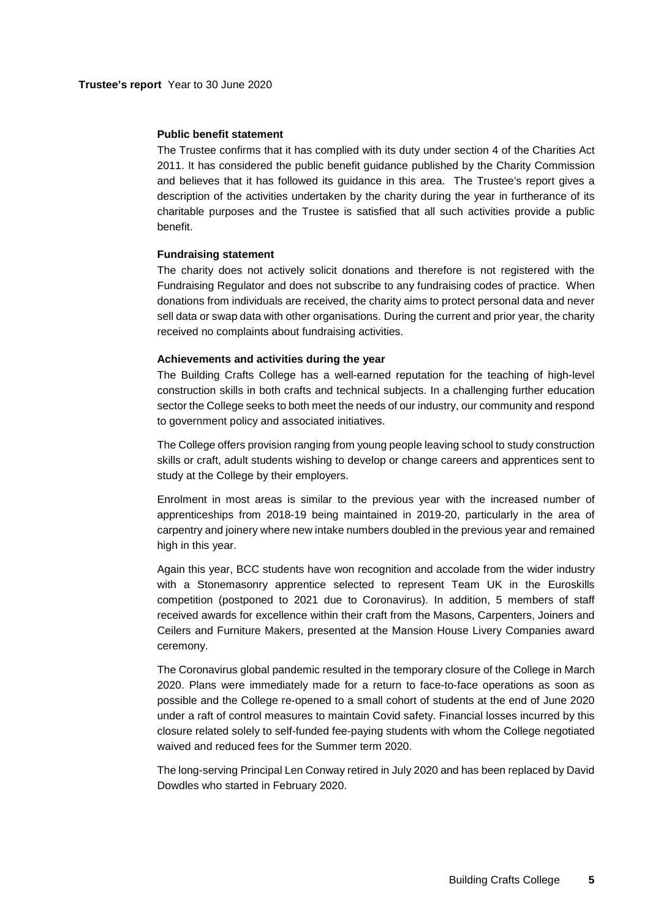### Public benefit statement

The Trustee confirms that it has complied with its duty under section 4 of the Charities Act 2011. It has considered the public benefit guidance published by the Charity Commission and believes that it has followed its guidance in this area. The Trustee's report gives a description of the activities undertaken by the charity during the year in furtherance of its charitable purposes and the Trustee is satisfied that all such activities provide a public benefit.

### Fundraising statement

The charity does not actively solicit donations and therefore is not registered with the Fundraising Regulator and does not subscribe to any fundraising codes of practice. When donations from individuals are received, the charity aims to protect personal data and never sell data or swap data with other organisations. During the current and prior year, the charity received no complaints about fundraising activities.

### Achievements and activities during the year

The Building Crafts College has a well-earned reputation for the teaching of high-level construction skills in both crafts and technical subjects. In a challenging further education sector the College seeks to both meet the needs of our industry, our community and respond to government policy and associated initiatives.

The College offers provision ranging from young people leaving school to study construction skills or craft, adult students wishing to develop or change careers and apprentices sent to study at the College by their employers.

Enrolment in most areas is similar to the previous year with the increased number of apprenticeships from 2018-19 being maintained in 2019-20, particularly in the area of carpentry and joinery where new intake numbers doubled in the previous year and remained high in this year.

Again this year, BCC students have won recognition and accolade from the wider industry with a Stonemasonry apprentice selected to represent Team UK in the Euroskills competition (postponed to 2021 due to Coronavirus). In addition, 5 members of staff received awards for excellence within their craft from the Masons, Carpenters, Joiners and Ceilers and Furniture Makers, presented at the Mansion House Livery Companies award ceremony.

The Coronavirus global pandemic resulted in the temporary closure of the College in March 2020. Plans were immediately made for a return to face-to-face operations as soon as possible and the College re-opened to a small cohort of students at the end of June 2020 under a raft of control measures to maintain Covid safety. Financial losses incurred by this closure related solely to self-funded fee-paying students with whom the College negotiated waived and reduced fees for the Summer term 2020.

The long-serving Principal Len Conway retired in July 2020 and has been replaced by David Dowdles who started in February 2020.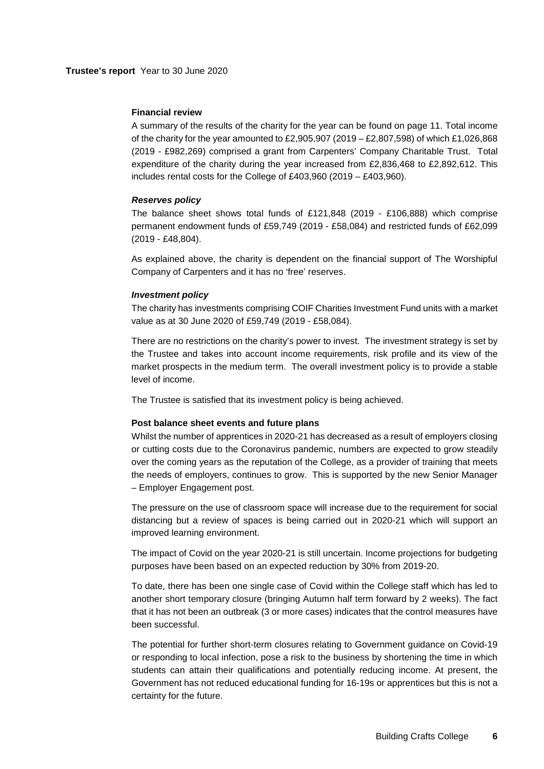**Trustee's report** Year to 30 June 2020

**Financial review**

A summary of the results of the charity for the year can be found on page 11. Total income of the charity for the year amounted to £2,905,907 (2019 – £2,807,598) of which £1,026,868 (2019 - £982,269) comprised a grant from Carpenters' Company Charitable Trust. Total expenditure of the charity during the year increased from £2,836,468 to £2,892,612. This includes rental costs for the College of £403,960 (2019 – £403,960).

***Reserves policy***

The balance sheet shows total funds of £121,848 (2019 - £106,888) which comprise permanent endowment funds of £59,749 (2019 - £58,084) and restricted funds of £62,099 (2019 - £48,804).

As explained above, the charity is dependent on the financial support of The Worshipful Company of Carpenters and it has no 'free' reserves.

***Investment policy***

The charity has investments comprising COIF Charities Investment Fund units with a market value as at 30 June 2020 of £59,749 (2019 - £58,084).

There are no restrictions on the charity's power to invest. The investment strategy is set by the Trustee and takes into account income requirements, risk profile and its view of the market prospects in the medium term. The overall investment policy is to provide a stable level of income.

The Trustee is satisfied that its investment policy is being achieved.

**Post balance sheet events and future plans**

Whilst the number of apprentices in 2020-21 has decreased as a result of employers closing or cutting costs due to the Coronavirus pandemic, numbers are expected to grow steadily over the coming years as the reputation of the College, as a provider of training that meets the needs of employers, continues to grow. This is supported by the new Senior Manager – Employer Engagement post.

The pressure on the use of classroom space will increase due to the requirement for social distancing but a review of spaces is being carried out in 2020-21 which will support an improved learning environment.

The impact of Covid on the year 2020-21 is still uncertain. Income projections for budgeting purposes have been based on an expected reduction by 30% from 2019-20.

To date, there has been one single case of Covid within the College staff which has led to another short temporary closure (bringing Autumn half term forward by 2 weeks). The fact that it has not been an outbreak (3 or more cases) indicates that the control measures have been successful.

The potential for further short-term closures relating to Government guidance on Covid-19 or responding to local infection, pose a risk to the business by shortening the time in which students can attain their qualifications and potentially reducing income. At present, the Government has not reduced educational funding for 16-19s or apprentices but this is not a certainty for the future.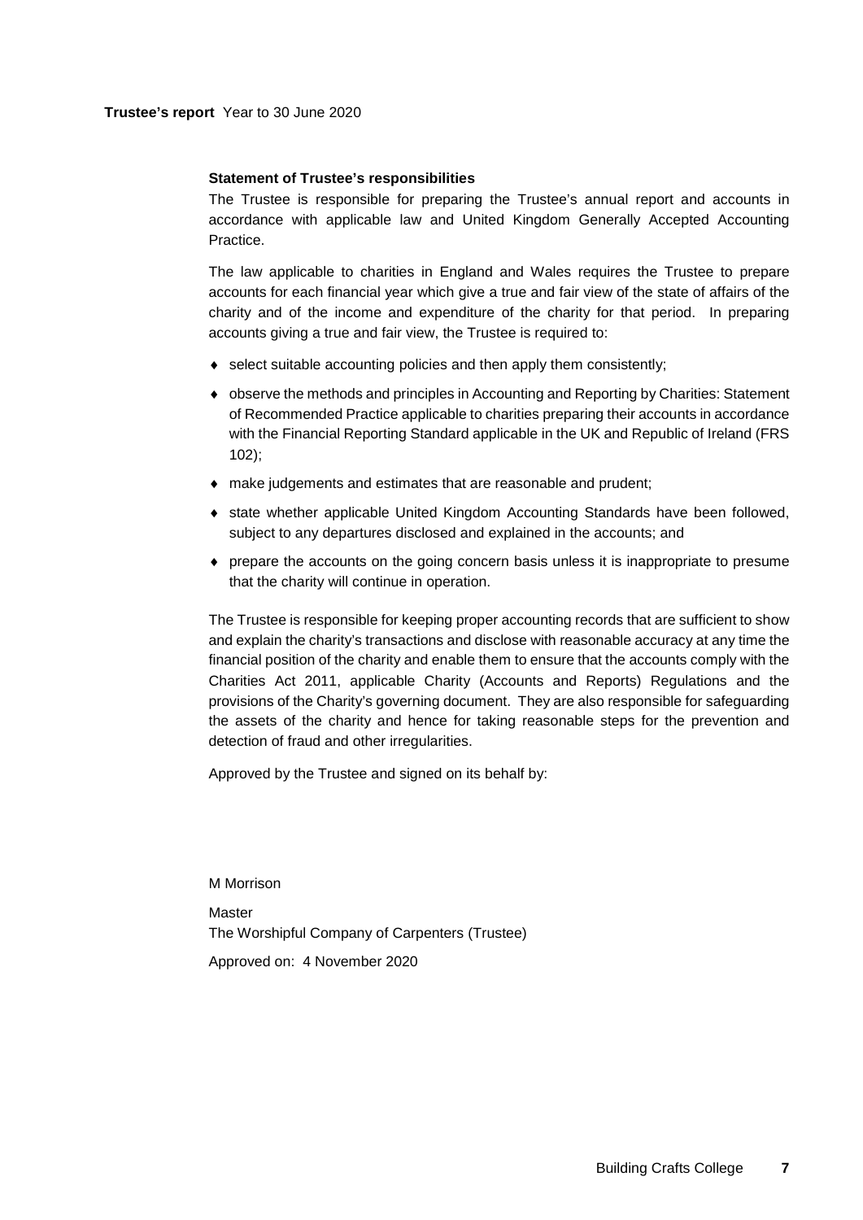**Trustee's report** Year to 30 June 2020

### Statement of Trustee's responsibilities

The Trustee is responsible for preparing the Trustee's annual report and accounts in accordance with applicable law and United Kingdom Generally Accepted Accounting Practice.

The law applicable to charities in England and Wales requires the Trustee to prepare accounts for each financial year which give a true and fair view of the state of affairs of the charity and of the income and expenditure of the charity for that period. In preparing accounts giving a true and fair view, the Trustee is required to:

- select suitable accounting policies and then apply them consistently;
- observe the methods and principles in Accounting and Reporting by Charities: Statement of Recommended Practice applicable to charities preparing their accounts in accordance with the Financial Reporting Standard applicable in the UK and Republic of Ireland (FRS 102);
- make judgements and estimates that are reasonable and prudent;
- state whether applicable United Kingdom Accounting Standards have been followed, subject to any departures disclosed and explained in the accounts; and
- prepare the accounts on the going concern basis unless it is inappropriate to presume that the charity will continue in operation.

The Trustee is responsible for keeping proper accounting records that are sufficient to show and explain the charity's transactions and disclose with reasonable accuracy at any time the financial position of the charity and enable them to ensure that the accounts comply with the Charities Act 2011, applicable Charity (Accounts and Reports) Regulations and the provisions of the Charity's governing document. They are also responsible for safeguarding the assets of the charity and hence for taking reasonable steps for the prevention and detection of fraud and other irregularities.

Approved by the Trustee and signed on its behalf by:

M Morrison

Master
The Worshipful Company of Carpenters (Trustee)

Approved on: 4 November 2020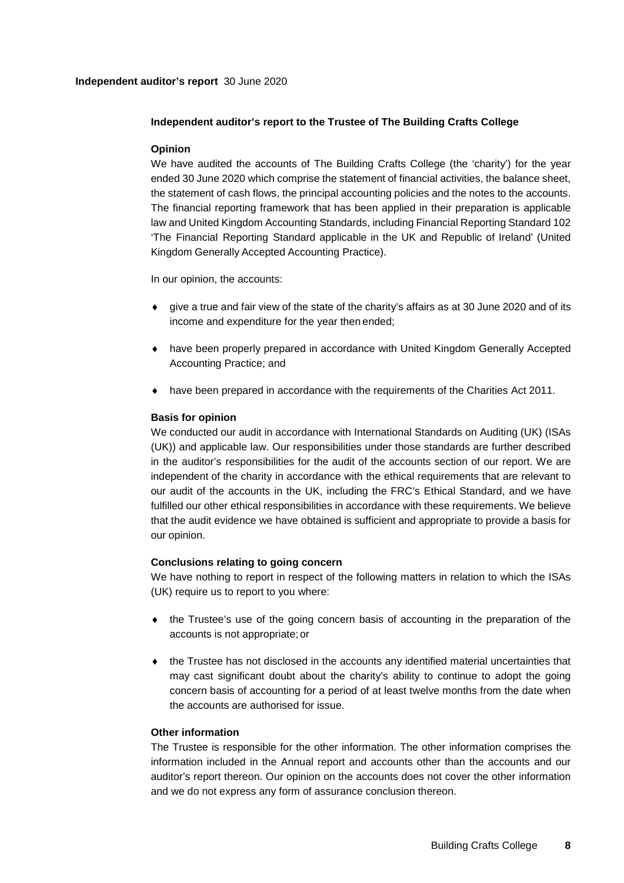**Independent auditor's report** 30 June 2020

## Independent auditor's report to the Trustee of The Building Crafts College

### Opinion

We have audited the accounts of The Building Crafts College (the 'charity') for the year ended 30 June 2020 which comprise the statement of financial activities, the balance sheet, the statement of cash flows, the principal accounting policies and the notes to the accounts. The financial reporting framework that has been applied in their preparation is applicable law and United Kingdom Accounting Standards, including Financial Reporting Standard 102 'The Financial Reporting Standard applicable in the UK and Republic of Ireland' (United Kingdom Generally Accepted Accounting Practice).

In our opinion, the accounts:

- give a true and fair view of the state of the charity's affairs as at 30 June 2020 and of its income and expenditure for the year then ended;
- have been properly prepared in accordance with United Kingdom Generally Accepted Accounting Practice; and
- have been prepared in accordance with the requirements of the Charities Act 2011.

### Basis for opinion

We conducted our audit in accordance with International Standards on Auditing (UK) (ISAs (UK)) and applicable law. Our responsibilities under those standards are further described in the auditor's responsibilities for the audit of the accounts section of our report. We are independent of the charity in accordance with the ethical requirements that are relevant to our audit of the accounts in the UK, including the FRC's Ethical Standard, and we have fulfilled our other ethical responsibilities in accordance with these requirements. We believe that the audit evidence we have obtained is sufficient and appropriate to provide a basis for our opinion.

### Conclusions relating to going concern

We have nothing to report in respect of the following matters in relation to which the ISAs (UK) require us to report to you where:

- the Trustee's use of the going concern basis of accounting in the preparation of the accounts is not appropriate; or
- the Trustee has not disclosed in the accounts any identified material uncertainties that may cast significant doubt about the charity's ability to continue to adopt the going concern basis of accounting for a period of at least twelve months from the date when the accounts are authorised for issue.

### Other information

The Trustee is responsible for the other information. The other information comprises the information included in the Annual report and accounts other than the accounts and our auditor's report thereon. Our opinion on the accounts does not cover the other information and we do not express any form of assurance conclusion thereon.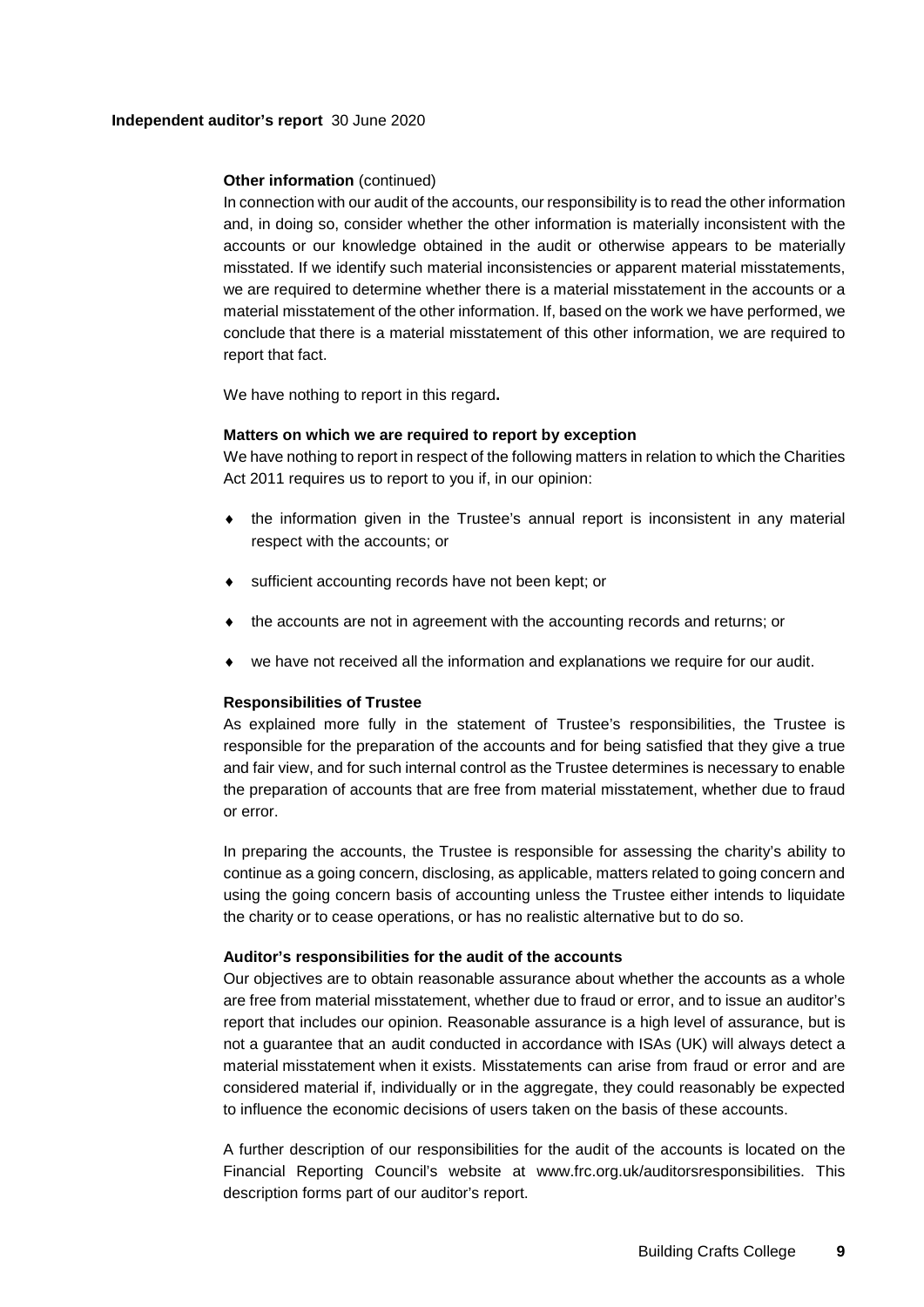**Other information** (continued)

In connection with our audit of the accounts, our responsibility is to read the other information and, in doing so, consider whether the other information is materially inconsistent with the accounts or our knowledge obtained in the audit or otherwise appears to be materially misstated. If we identify such material inconsistencies or apparent material misstatements, we are required to determine whether there is a material misstatement in the accounts or a material misstatement of the other information. If, based on the work we have performed, we conclude that there is a material misstatement of this other information, we are required to report that fact.

We have nothing to report in this regard**.**

**Matters on which we are required to report by exception**

We have nothing to report in respect of the following matters in relation to which the Charities Act 2011 requires us to report to you if, in our opinion:

- the information given in the Trustee's annual report is inconsistent in any material respect with the accounts; or
- sufficient accounting records have not been kept; or
- the accounts are not in agreement with the accounting records and returns; or
- we have not received all the information and explanations we require for our audit.

**Responsibilities of Trustee**

As explained more fully in the statement of Trustee's responsibilities, the Trustee is responsible for the preparation of the accounts and for being satisfied that they give a true and fair view, and for such internal control as the Trustee determines is necessary to enable the preparation of accounts that are free from material misstatement, whether due to fraud or error.

In preparing the accounts, the Trustee is responsible for assessing the charity's ability to continue as a going concern, disclosing, as applicable, matters related to going concern and using the going concern basis of accounting unless the Trustee either intends to liquidate the charity or to cease operations, or has no realistic alternative but to do so.

**Auditor's responsibilities for the audit of the accounts**

Our objectives are to obtain reasonable assurance about whether the accounts as a whole are free from material misstatement, whether due to fraud or error, and to issue an auditor's report that includes our opinion. Reasonable assurance is a high level of assurance, but is not a guarantee that an audit conducted in accordance with ISAs (UK) will always detect a material misstatement when it exists. Misstatements can arise from fraud or error and are considered material if, individually or in the aggregate, they could reasonably be expected to influence the economic decisions of users taken on the basis of these accounts.

A further description of our responsibilities for the audit of the accounts is located on the Financial Reporting Council's website at www.frc.org.uk/auditorsresponsibilities. This description forms part of our auditor's report.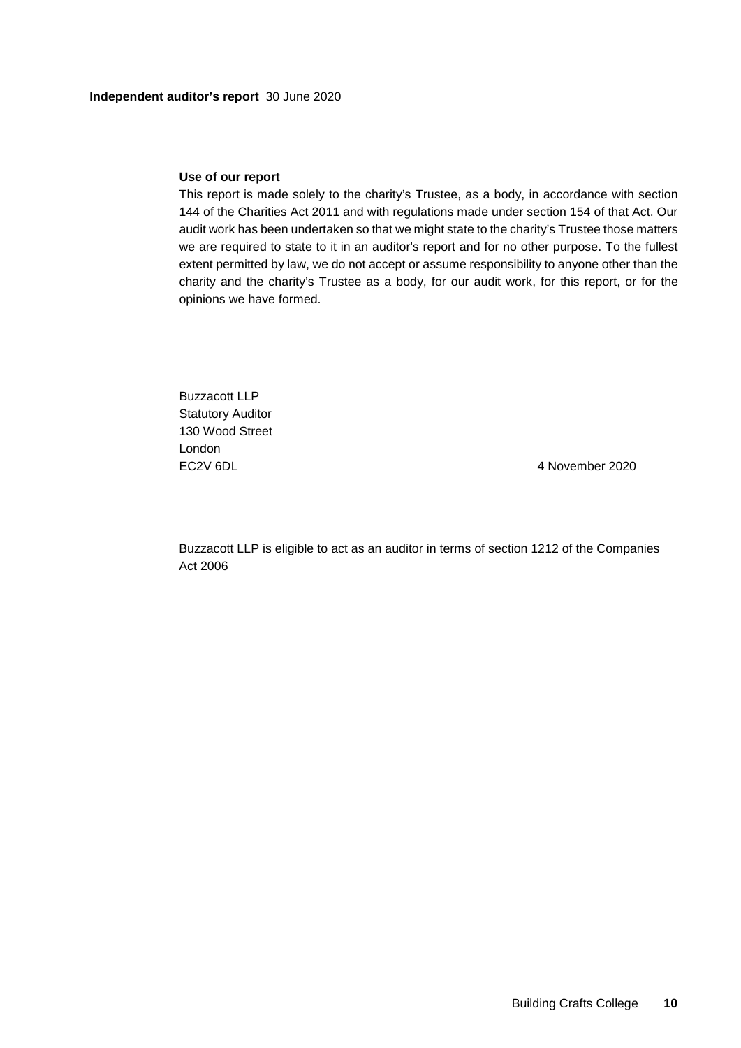## Use of our report

This report is made solely to the charity's Trustee, as a body, in accordance with section 144 of the Charities Act 2011 and with regulations made under section 154 of that Act. Our audit work has been undertaken so that we might state to the charity's Trustee those matters we are required to state to it in an auditor's report and for no other purpose. To the fullest extent permitted by law, we do not accept or assume responsibility to anyone other than the charity and the charity's Trustee as a body, for our audit work, for this report, or for the opinions we have formed.

Buzzacott LLP
Statutory Auditor
130 Wood Street
London
EC2V 6DL

4 November 2020

Buzzacott LLP is eligible to act as an auditor in terms of section 1212 of the Companies Act 2006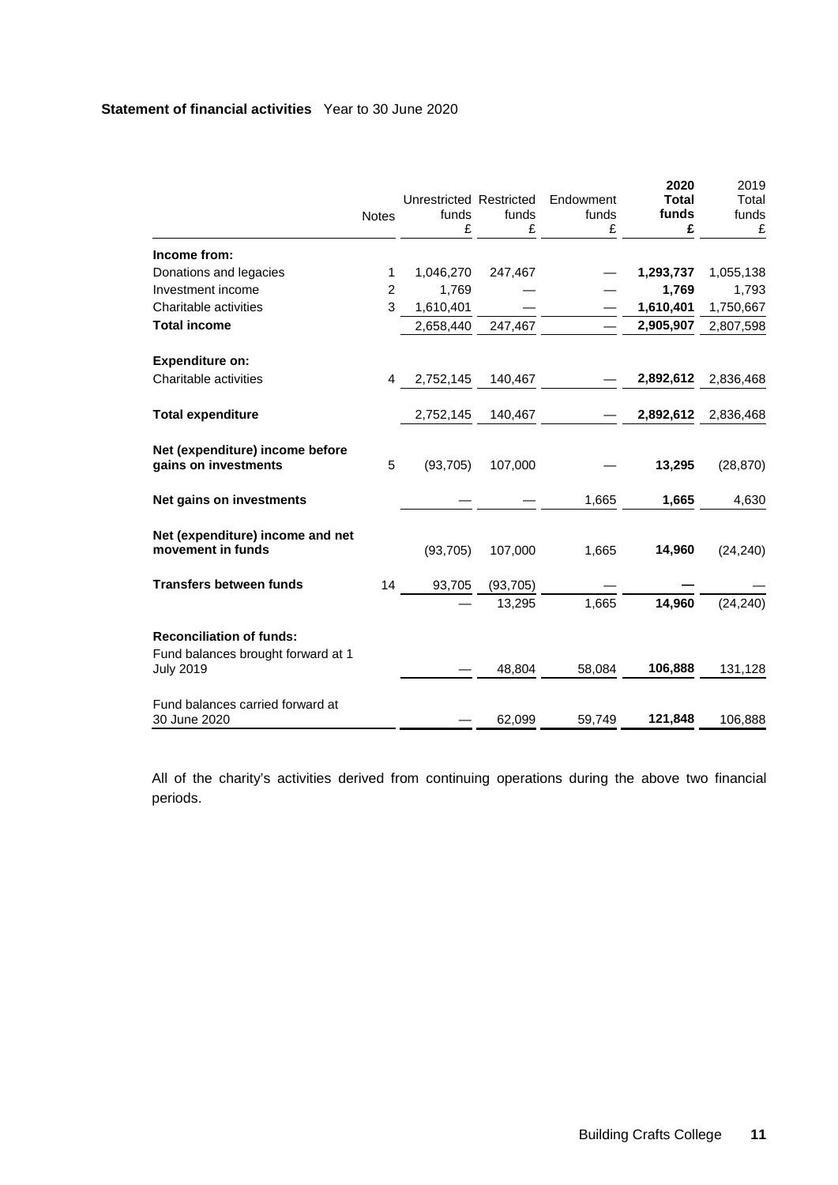**Statement of financial activities** Year to 30 June 2020

| | Notes | Unrestricted funds £ | Restricted funds £ | Endowment funds £ | **2020 Total funds £** | 2019 Total funds £ |
|---|---|---|---|---|---|---|
| **Income from:** | | | | | | |
| Donations and legacies | 1 | 1,046,270 | 247,467 | — | **1,293,737** | 1,055,138 |
| Investment income | 2 | 1,769 | — | — | **1,769** | 1,793 |
| Charitable activities | 3 | 1,610,401 | — | — | **1,610,401** | 1,750,667 |
| **Total income** | | 2,658,440 | 247,467 | — | **2,905,907** | 2,807,598 |
| **Expenditure on:** | | | | | | |
| Charitable activities | 4 | 2,752,145 | 140,467 | — | **2,892,612** | 2,836,468 |
| **Total expenditure** | | 2,752,145 | 140,467 | — | **2,892,612** | 2,836,468 |
| **Net (expenditure) income before gains on investments** | 5 | (93,705) | 107,000 | — | **13,295** | (28,870) |
| **Net gains on investments** | | — | — | 1,665 | **1,665** | 4,630 |
| **Net (expenditure) income and net movement in funds** | | (93,705) | 107,000 | 1,665 | **14,960** | (24,240) |
| **Transfers between funds** | 14 | 93,705 | (93,705) | — | **—** | — |
| | | — | 13,295 | 1,665 | **14,960** | (24,240) |
| **Reconciliation of funds:** | | | | | | |
| Fund balances brought forward at 1 July 2019 | | — | 48,804 | 58,084 | **106,888** | 131,128 |
| Fund balances carried forward at 30 June 2020 | | — | 62,099 | 59,749 | **121,848** | 106,888 |

All of the charity's activities derived from continuing operations during the above two financial periods.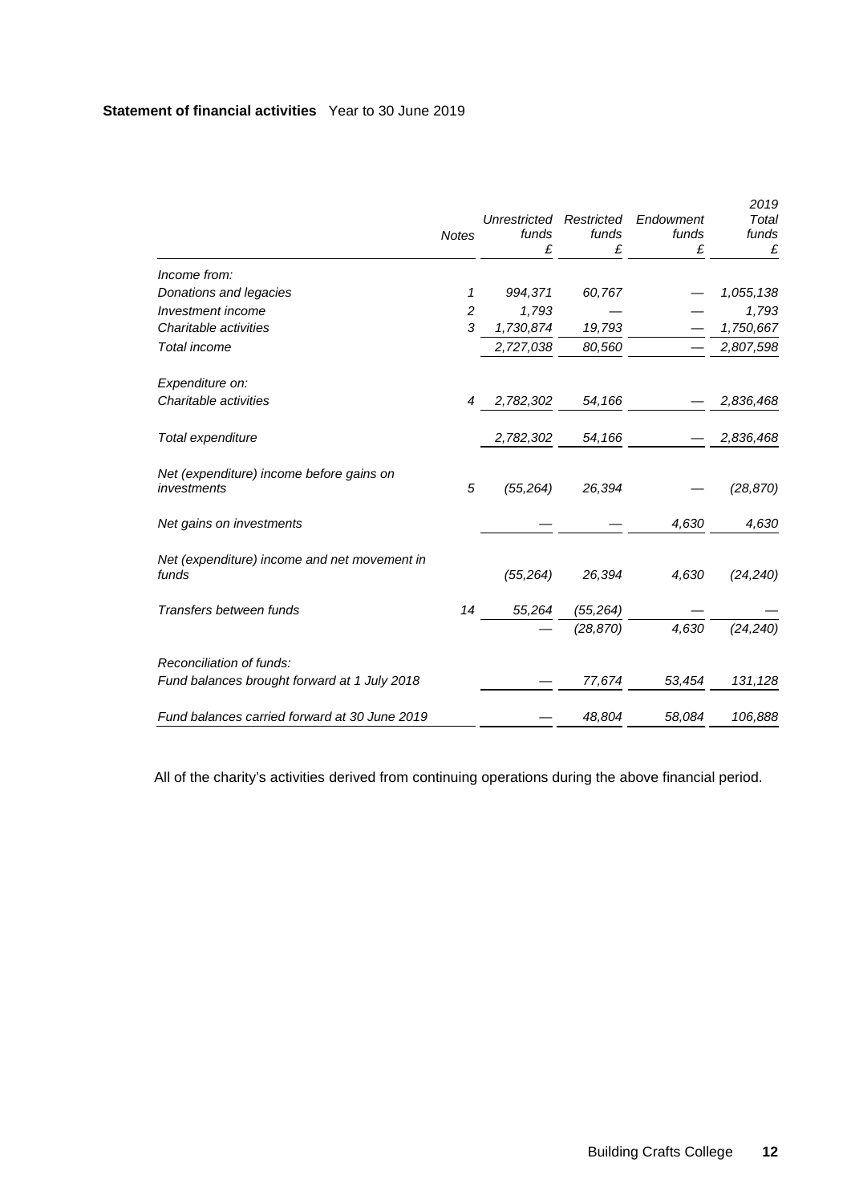**Statement of financial activities** Year to 30 June 2019

| | Notes | Unrestricted funds £ | Restricted funds £ | Endowment funds £ | 2019 Total funds £ |
|---|---|---|---|---|---|
| *Income from:* | | | | | |
| *Donations and legacies* | *1* | *994,371* | *60,767* | — | *1,055,138* |
| *Investment income* | *2* | *1,793* | — | — | *1,793* |
| *Charitable activities* | *3* | *1,730,874* | *19,793* | — | *1,750,667* |
| *Total income* | | *2,727,038* | *80,560* | — | *2,807,598* |
| *Expenditure on:* | | | | | |
| *Charitable activities* | *4* | *2,782,302* | *54,166* | — | *2,836,468* |
| *Total expenditure* | | *2,782,302* | *54,166* | — | *2,836,468* |
| *Net (expenditure) income before gains on investments* | *5* | *(55,264)* | *26,394* | — | *(28,870)* |
| *Net gains on investments* | | — | — | *4,630* | *4,630* |
| *Net (expenditure) income and net movement in funds* | | *(55,264)* | *26,394* | *4,630* | *(24,240)* |
| *Transfers between funds* | *14* | *55,264* | *(55,264)* | — | — |
| | | — | *(28,870)* | *4,630* | *(24,240)* |
| *Reconciliation of funds:* | | | | | |
| *Fund balances brought forward at 1 July 2018* | | — | *77,674* | *53,454* | *131,128* |
| *Fund balances carried forward at 30 June 2019* | | — | *48,804* | *58,084* | *106,888* |

All of the charity's activities derived from continuing operations during the above financial period.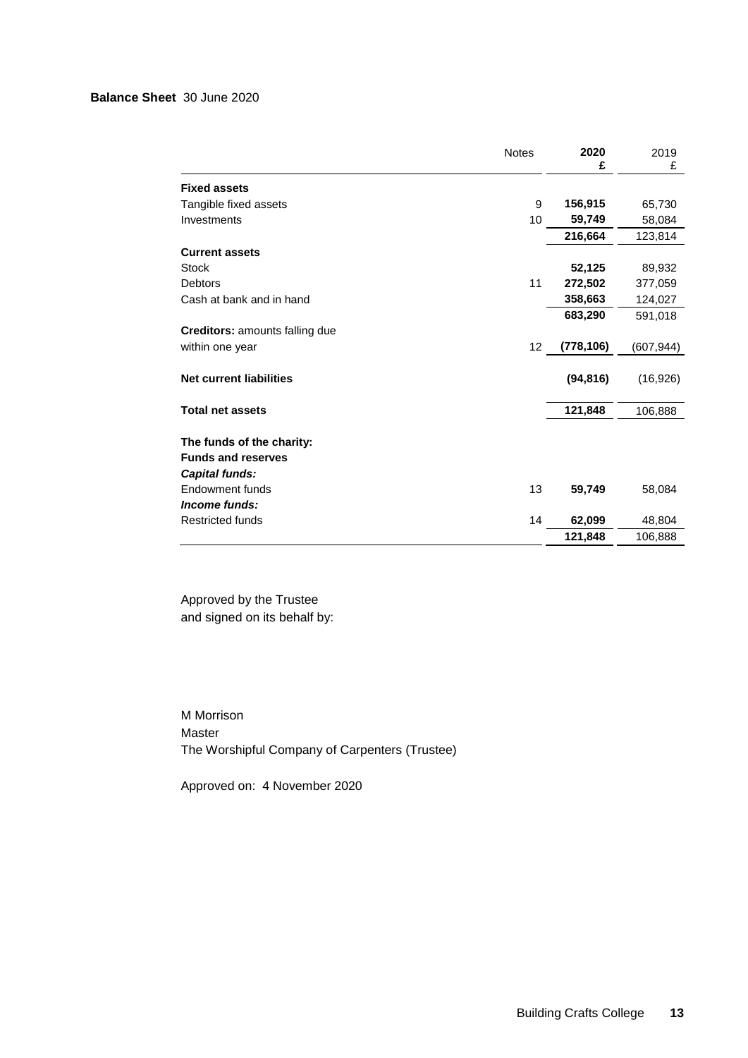**Balance Sheet** 30 June 2020

| | Notes | **2020** **£** | 2019 £ |
|---|---|---|---|
| **Fixed assets** | | | |
| Tangible fixed assets | 9 | **156,915** | 65,730 |
| Investments | 10 | **59,749** | 58,084 |
| | | **216,664** | 123,814 |
| **Current assets** | | | |
| Stock | | **52,125** | 89,932 |
| Debtors | 11 | **272,502** | 377,059 |
| Cash at bank and in hand | | **358,663** | 124,027 |
| | | **683,290** | 591,018 |
| **Creditors:** amounts falling due within one year | 12 | **(778,106)** | (607,944) |
| **Net current liabilities** | | **(94,816)** | (16,926) |
| **Total net assets** | | **121,848** | 106,888 |
| **The funds of the charity:** | | | |
| **Funds and reserves** | | | |
| ***Capital funds:*** | | | |
| Endowment funds | 13 | **59,749** | 58,084 |
| ***Income funds:*** | | | |
| Restricted funds | 14 | **62,099** | 48,804 |
| | | **121,848** | 106,888 |

Approved by the Trustee
and signed on its behalf by:

M Morrison
Master
The Worshipful Company of Carpenters (Trustee)

Approved on: 4 November 2020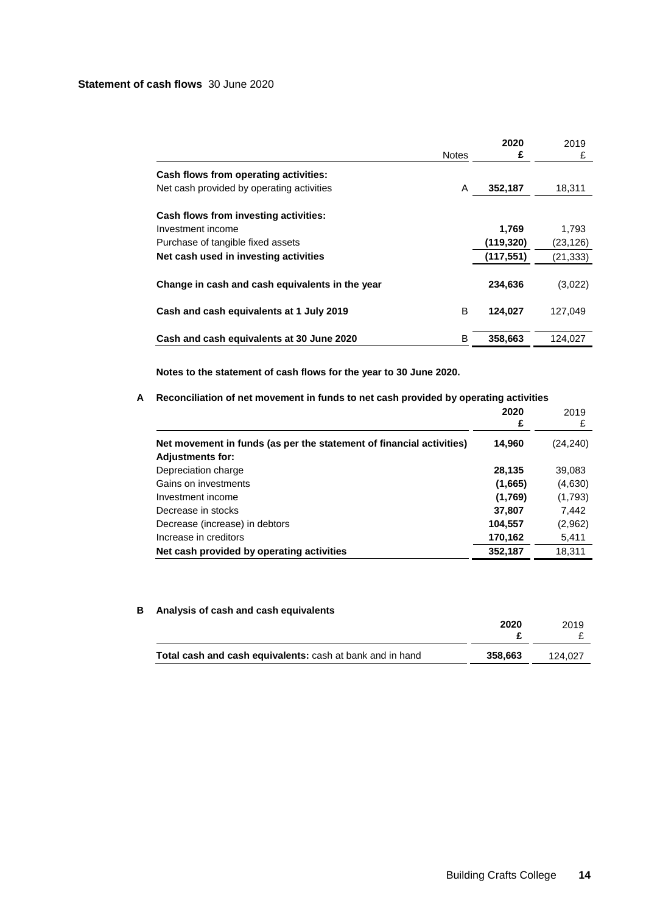**Statement of cash flows** 30 June 2020

| | Notes | 2020 £ | 2019 £ |
|---|---|---|---|
| **Cash flows from operating activities:** | | | |
| Net cash provided by operating activities | A | **352,187** | 18,311 |
| **Cash flows from investing activities:** | | | |
| Investment income | | **1,769** | 1,793 |
| Purchase of tangible fixed assets | | **(119,320)** | (23,126) |
| **Net cash used in investing activities** | | **(117,551)** | (21,333) |
| **Change in cash and cash equivalents in the year** | | **234,636** | (3,022) |
| **Cash and cash equivalents at 1 July 2019** | B | **124,027** | 127,049 |
| **Cash and cash equivalents at 30 June 2020** | B | **358,663** | 124,027 |

**Notes to the statement of cash flows for the year to 30 June 2020.**

**A Reconciliation of net movement in funds to net cash provided by operating activities**

| | 2020 £ | 2019 £ |
|---|---|---|
| **Net movement in funds (as per the statement of financial activities)** | **14,960** | (24,240) |
| **Adjustments for:** | | |
| Depreciation charge | **28,135** | 39,083 |
| Gains on investments | **(1,665)** | (4,630) |
| Investment income | **(1,769)** | (1,793) |
| Decrease in stocks | **37,807** | 7,442 |
| Decrease (increase) in debtors | **104,557** | (2,962) |
| Increase in creditors | **170,162** | 5,411 |
| **Net cash provided by operating activities** | **352,187** | 18,311 |

**B Analysis of cash and cash equivalents**

| | 2020 £ | 2019 £ |
|---|---|---|
| **Total cash and cash equivalents:** cash at bank and in hand | **358,663** | 124,027 |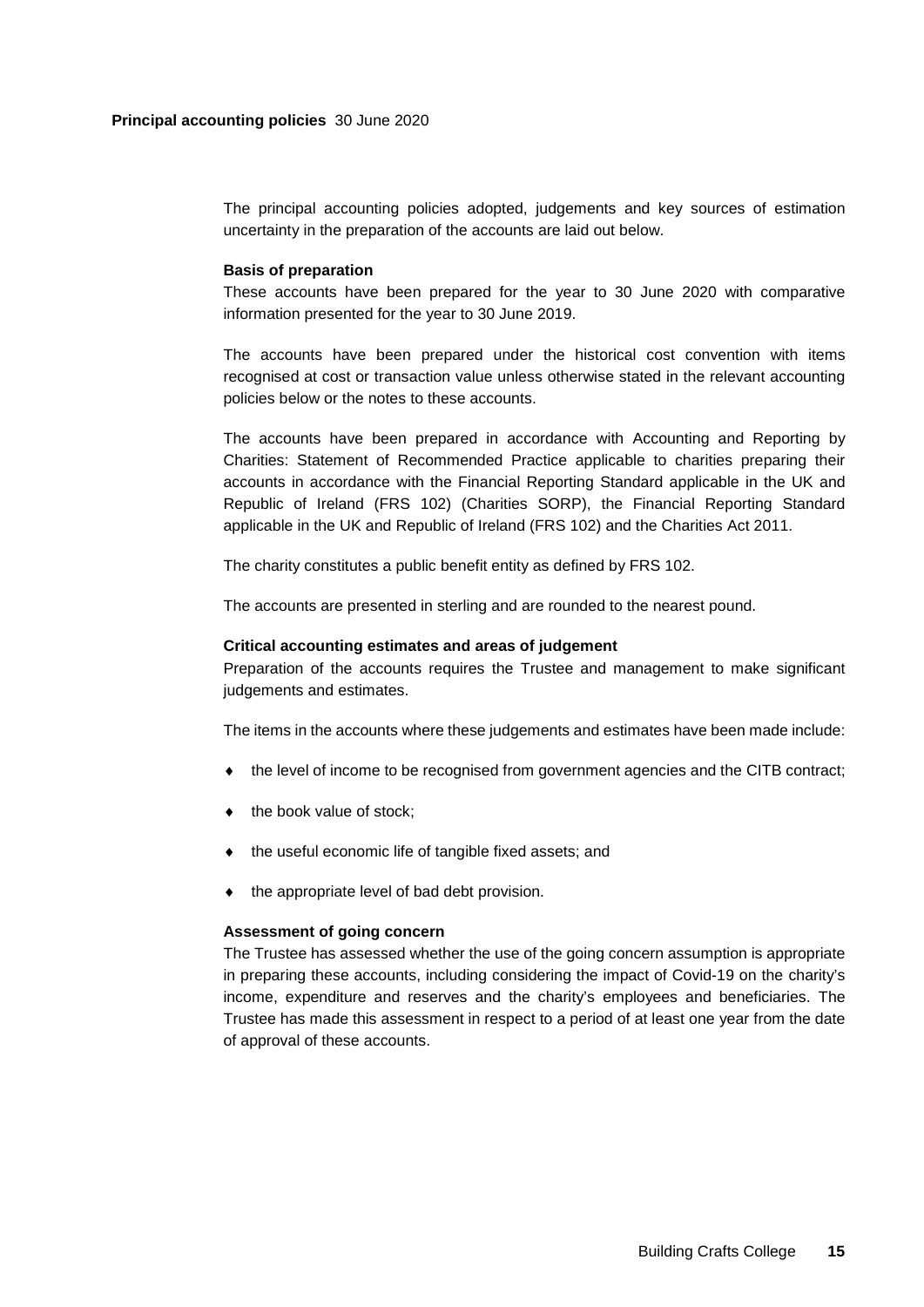**Principal accounting policies** 30 June 2020

The principal accounting policies adopted, judgements and key sources of estimation uncertainty in the preparation of the accounts are laid out below.

### Basis of preparation

These accounts have been prepared for the year to 30 June 2020 with comparative information presented for the year to 30 June 2019.

The accounts have been prepared under the historical cost convention with items recognised at cost or transaction value unless otherwise stated in the relevant accounting policies below or the notes to these accounts.

The accounts have been prepared in accordance with Accounting and Reporting by Charities: Statement of Recommended Practice applicable to charities preparing their accounts in accordance with the Financial Reporting Standard applicable in the UK and Republic of Ireland (FRS 102) (Charities SORP), the Financial Reporting Standard applicable in the UK and Republic of Ireland (FRS 102) and the Charities Act 2011.

The charity constitutes a public benefit entity as defined by FRS 102.

The accounts are presented in sterling and are rounded to the nearest pound.

### Critical accounting estimates and areas of judgement

Preparation of the accounts requires the Trustee and management to make significant judgements and estimates.

The items in the accounts where these judgements and estimates have been made include:

- the level of income to be recognised from government agencies and the CITB contract;
- the book value of stock;
- the useful economic life of tangible fixed assets; and
- the appropriate level of bad debt provision.

### Assessment of going concern

The Trustee has assessed whether the use of the going concern assumption is appropriate in preparing these accounts, including considering the impact of Covid-19 on the charity's income, expenditure and reserves and the charity's employees and beneficiaries. The Trustee has made this assessment in respect to a period of at least one year from the date of approval of these accounts.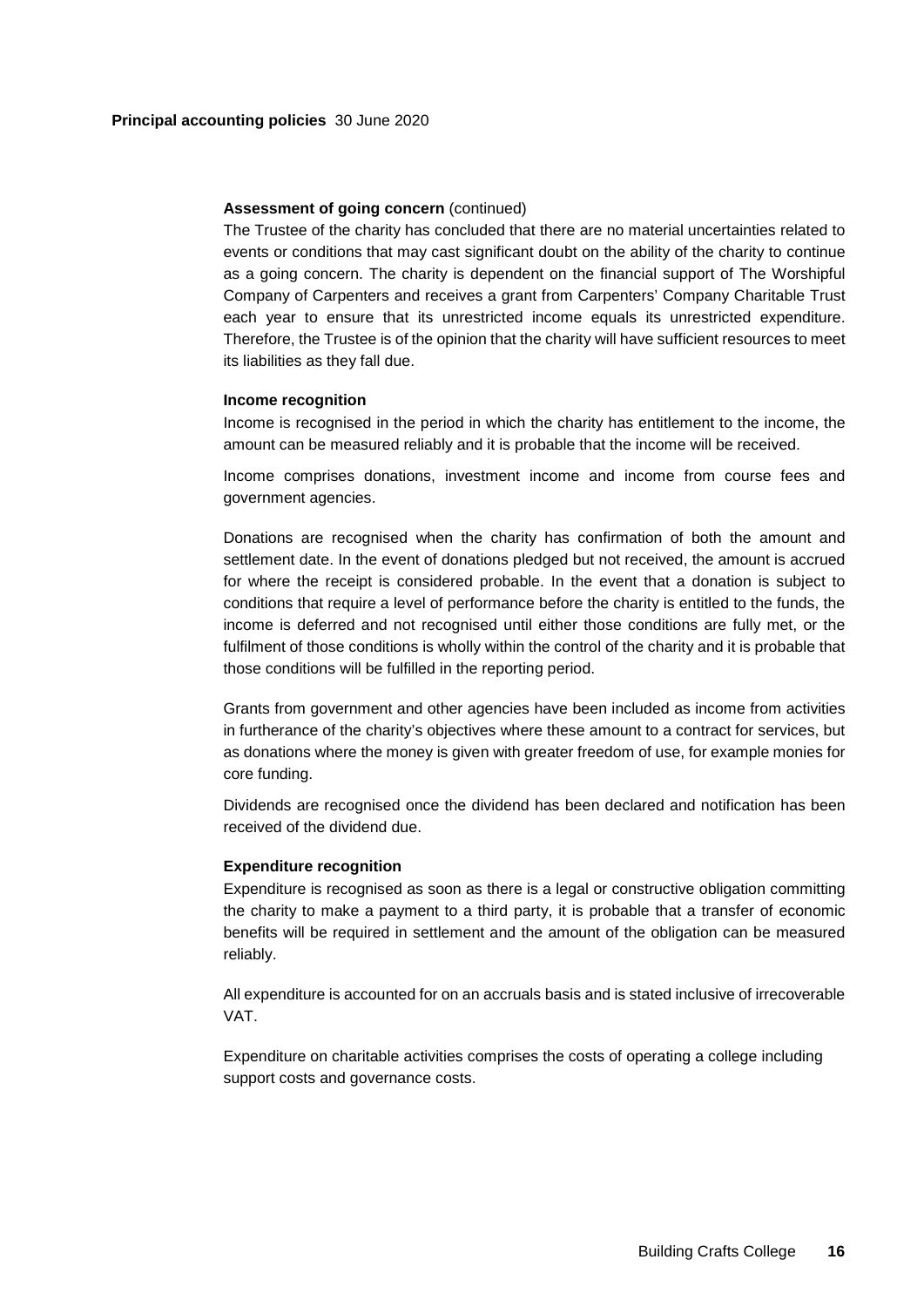**Principal accounting policies** 30 June 2020

**Assessment of going concern** (continued)

The Trustee of the charity has concluded that there are no material uncertainties related to events or conditions that may cast significant doubt on the ability of the charity to continue as a going concern. The charity is dependent on the financial support of The Worshipful Company of Carpenters and receives a grant from Carpenters' Company Charitable Trust each year to ensure that its unrestricted income equals its unrestricted expenditure. Therefore, the Trustee is of the opinion that the charity will have sufficient resources to meet its liabilities as they fall due.

**Income recognition**

Income is recognised in the period in which the charity has entitlement to the income, the amount can be measured reliably and it is probable that the income will be received.

Income comprises donations, investment income and income from course fees and government agencies.

Donations are recognised when the charity has confirmation of both the amount and settlement date. In the event of donations pledged but not received, the amount is accrued for where the receipt is considered probable. In the event that a donation is subject to conditions that require a level of performance before the charity is entitled to the funds, the income is deferred and not recognised until either those conditions are fully met, or the fulfilment of those conditions is wholly within the control of the charity and it is probable that those conditions will be fulfilled in the reporting period.

Grants from government and other agencies have been included as income from activities in furtherance of the charity's objectives where these amount to a contract for services, but as donations where the money is given with greater freedom of use, for example monies for core funding.

Dividends are recognised once the dividend has been declared and notification has been received of the dividend due.

**Expenditure recognition**

Expenditure is recognised as soon as there is a legal or constructive obligation committing the charity to make a payment to a third party, it is probable that a transfer of economic benefits will be required in settlement and the amount of the obligation can be measured reliably.

All expenditure is accounted for on an accruals basis and is stated inclusive of irrecoverable VAT.

Expenditure on charitable activities comprises the costs of operating a college including support costs and governance costs.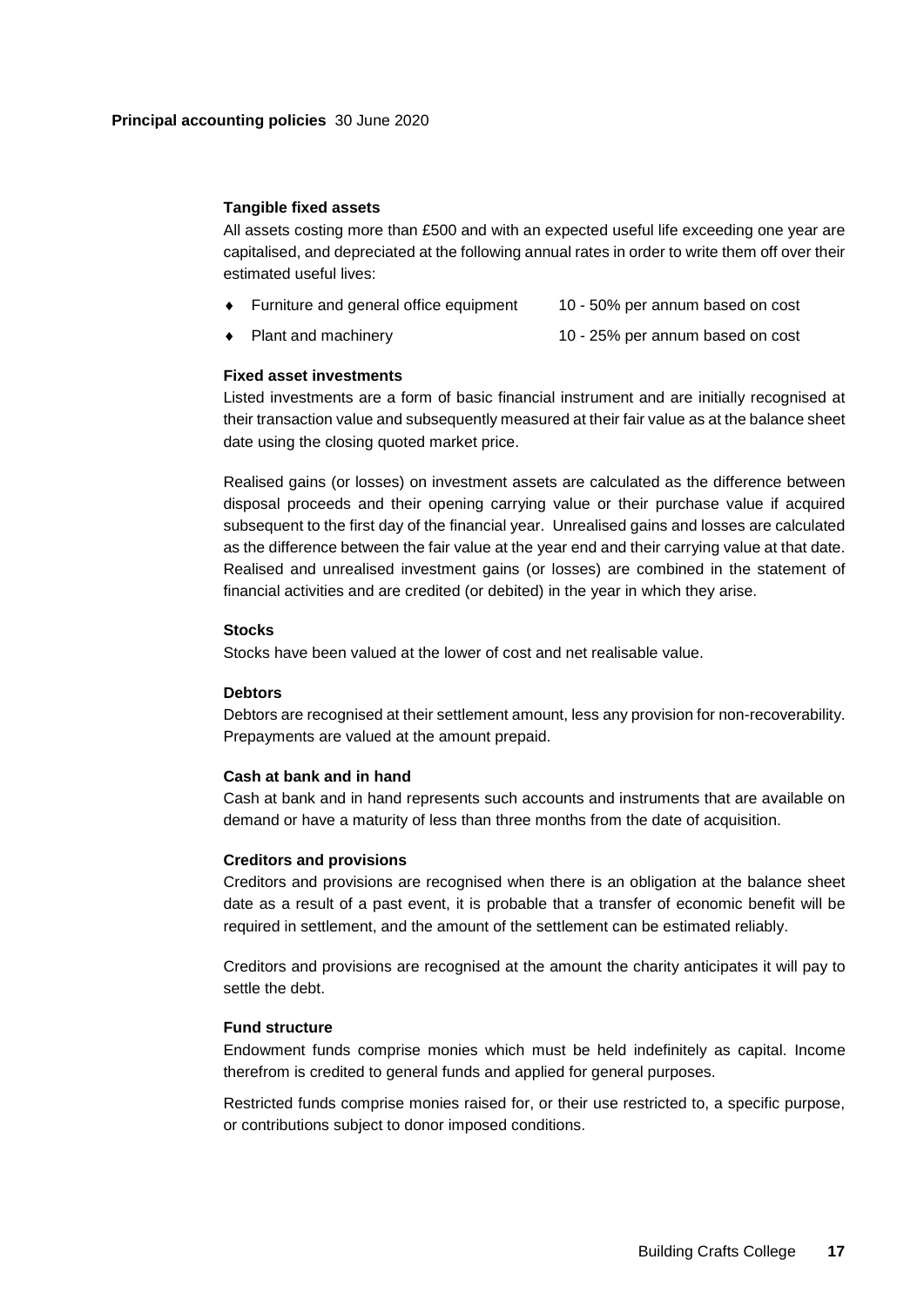**Principal accounting policies** 30 June 2020

**Tangible fixed assets**

All assets costing more than £500 and with an expected useful life exceeding one year are capitalised, and depreciated at the following annual rates in order to write them off over their estimated useful lives:

- Furniture and general office equipment 10 - 50% per annum based on cost
- Plant and machinery 10 - 25% per annum based on cost

**Fixed asset investments**

Listed investments are a form of basic financial instrument and are initially recognised at their transaction value and subsequently measured at their fair value as at the balance sheet date using the closing quoted market price.

Realised gains (or losses) on investment assets are calculated as the difference between disposal proceeds and their opening carrying value or their purchase value if acquired subsequent to the first day of the financial year. Unrealised gains and losses are calculated as the difference between the fair value at the year end and their carrying value at that date. Realised and unrealised investment gains (or losses) are combined in the statement of financial activities and are credited (or debited) in the year in which they arise.

**Stocks**

Stocks have been valued at the lower of cost and net realisable value.

**Debtors**

Debtors are recognised at their settlement amount, less any provision for non-recoverability. Prepayments are valued at the amount prepaid.

**Cash at bank and in hand**

Cash at bank and in hand represents such accounts and instruments that are available on demand or have a maturity of less than three months from the date of acquisition.

**Creditors and provisions**

Creditors and provisions are recognised when there is an obligation at the balance sheet date as a result of a past event, it is probable that a transfer of economic benefit will be required in settlement, and the amount of the settlement can be estimated reliably.

Creditors and provisions are recognised at the amount the charity anticipates it will pay to settle the debt.

**Fund structure**

Endowment funds comprise monies which must be held indefinitely as capital. Income therefrom is credited to general funds and applied for general purposes.

Restricted funds comprise monies raised for, or their use restricted to, a specific purpose, or contributions subject to donor imposed conditions.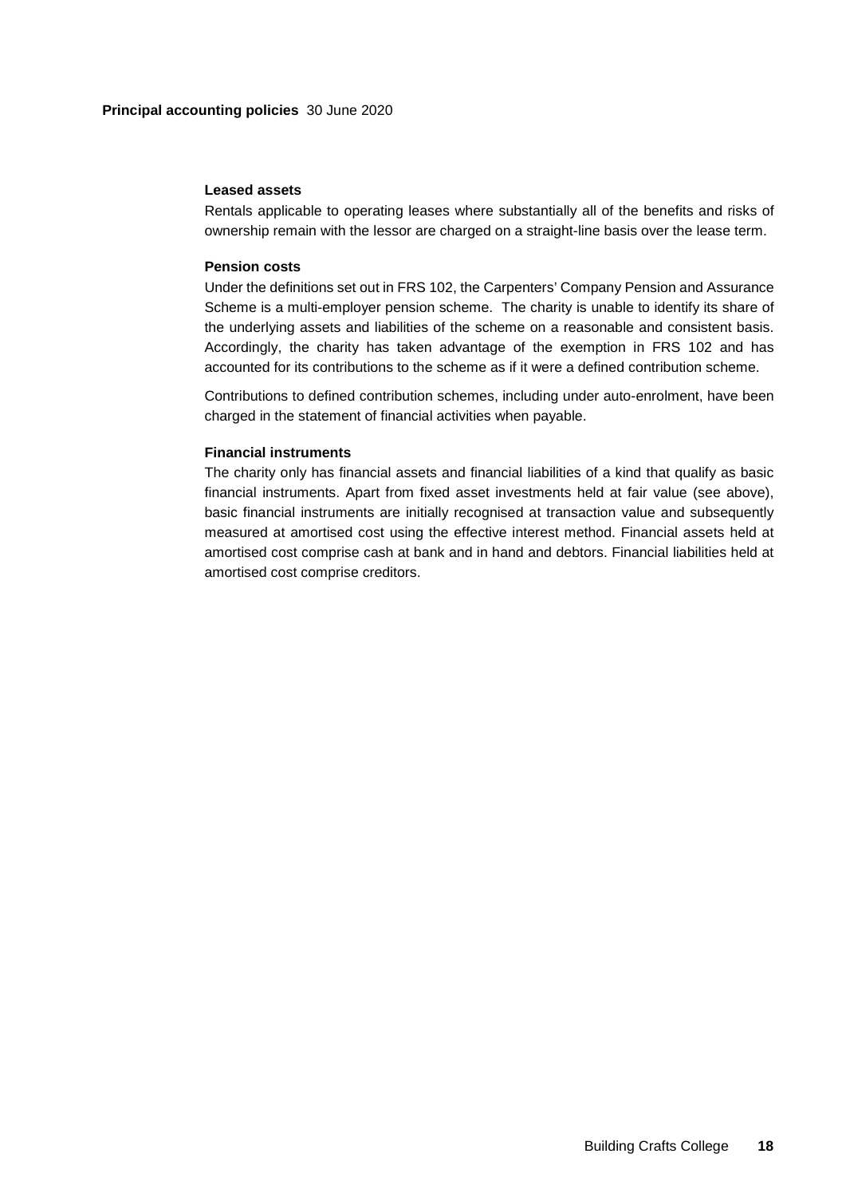**Principal accounting policies** 30 June 2020

### Leased assets

Rentals applicable to operating leases where substantially all of the benefits and risks of ownership remain with the lessor are charged on a straight-line basis over the lease term.

### Pension costs

Under the definitions set out in FRS 102, the Carpenters' Company Pension and Assurance Scheme is a multi-employer pension scheme. The charity is unable to identify its share of the underlying assets and liabilities of the scheme on a reasonable and consistent basis. Accordingly, the charity has taken advantage of the exemption in FRS 102 and has accounted for its contributions to the scheme as if it were a defined contribution scheme.

Contributions to defined contribution schemes, including under auto-enrolment, have been charged in the statement of financial activities when payable.

### Financial instruments

The charity only has financial assets and financial liabilities of a kind that qualify as basic financial instruments. Apart from fixed asset investments held at fair value (see above), basic financial instruments are initially recognised at transaction value and subsequently measured at amortised cost using the effective interest method. Financial assets held at amortised cost comprise cash at bank and in hand and debtors. Financial liabilities held at amortised cost comprise creditors.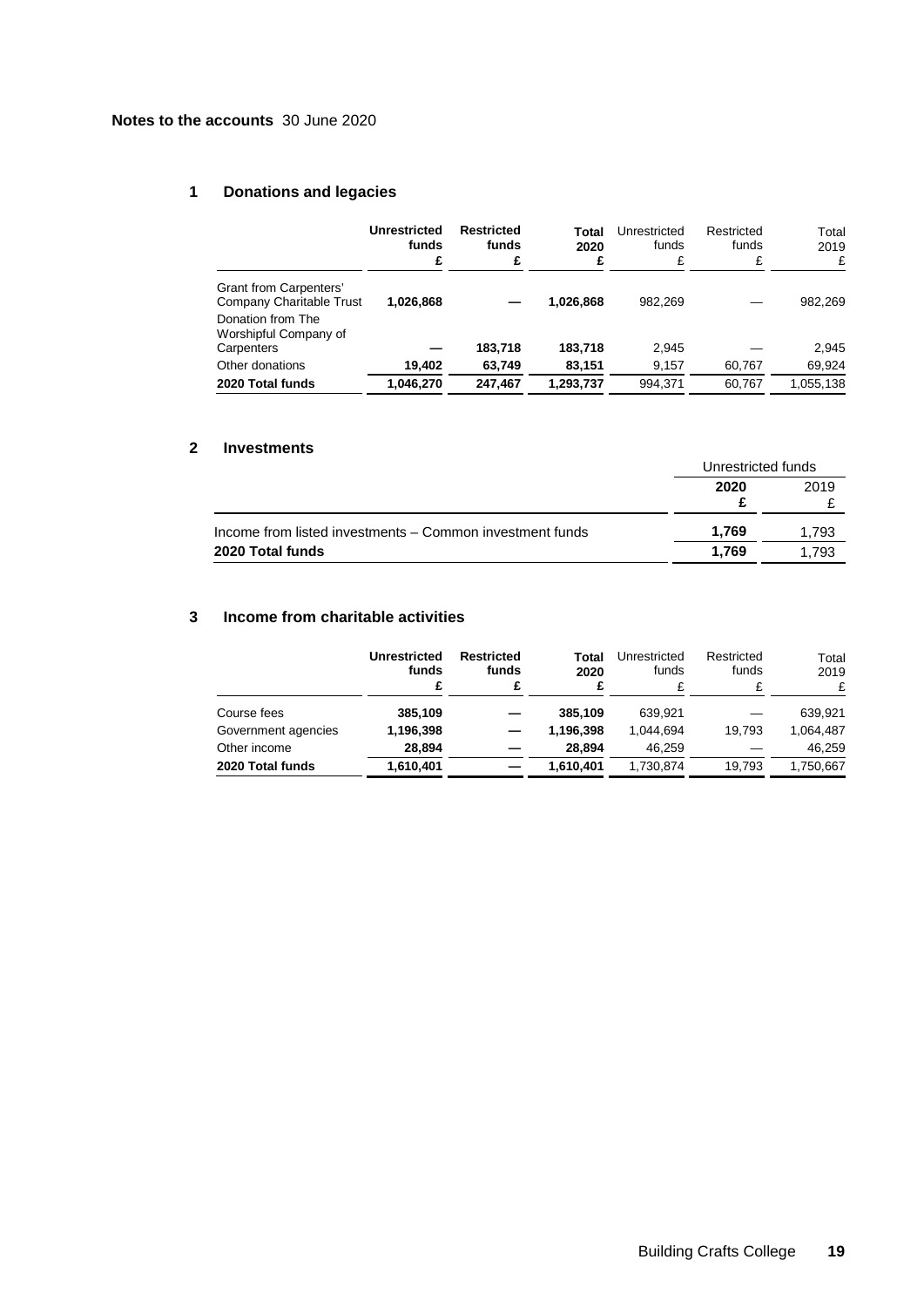**Notes to the accounts** 30 June 2020

## 1 Donations and legacies

| | **Unrestricted funds £** | **Restricted funds £** | **Total 2020 £** | Unrestricted funds £ | Restricted funds £ | Total 2019 £ |
|---|---|---|---|---|---|---|
| Grant from Carpenters' Company Charitable Trust | **1,026,868** | **—** | **1,026,868** | 982,269 | — | 982,269 |
| Donation from The Worshipful Company of Carpenters | **—** | **183,718** | **183,718** | 2,945 | — | 2,945 |
| Other donations | **19,402** | **63,749** | **83,151** | 9,157 | 60,767 | 69,924 |
| **2020 Total funds** | **1,046,270** | **247,467** | **1,293,737** | 994,371 | 60,767 | 1,055,138 |

## 2 Investments

| | Unrestricted funds | |
|---|---|---|
| | **2020 £** | 2019 £ |
| Income from listed investments – Common investment funds | **1,769** | 1,793 |
| **2020 Total funds** | **1,769** | 1,793 |

## 3 Income from charitable activities

| | **Unrestricted funds £** | **Restricted funds £** | **Total 2020 £** | Unrestricted funds £ | Restricted funds £ | Total 2019 £ |
|---|---|---|---|---|---|---|
| Course fees | **385,109** | **—** | **385,109** | 639,921 | — | 639,921 |
| Government agencies | **1,196,398** | **—** | **1,196,398** | 1,044,694 | 19,793 | 1,064,487 |
| Other income | **28,894** | **—** | **28,894** | 46,259 | — | 46,259 |
| **2020 Total funds** | **1,610,401** | **—** | **1,610,401** | 1,730,874 | 19,793 | 1,750,667 |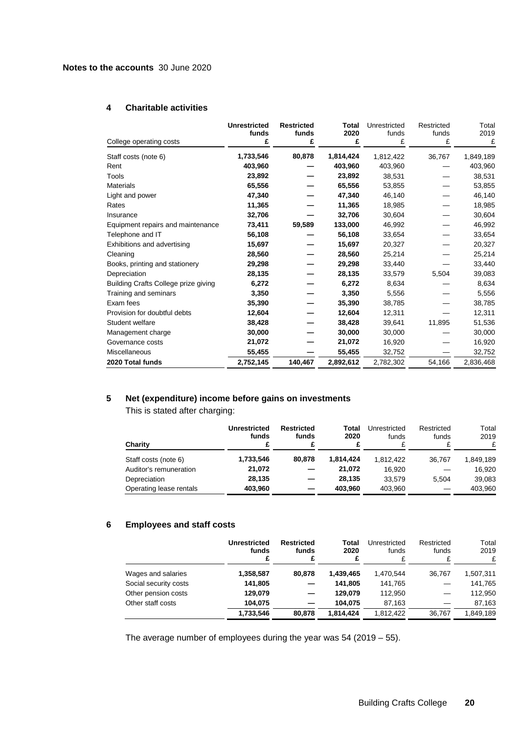**Notes to the accounts** 30 June 2020

## 4 Charitable activities

| College operating costs | **Unrestricted funds £** | **Restricted funds £** | **Total 2020 £** | Unrestricted funds £ | Restricted funds £ | Total 2019 £ |
|---|---|---|---|---|---|---|
| Staff costs (note 6) | **1,733,546** | **80,878** | **1,814,424** | 1,812,422 | 36,767 | 1,849,189 |
| Rent | **403,960** | **—** | **403,960** | 403,960 | — | 403,960 |
| Tools | **23,892** | **—** | **23,892** | 38,531 | — | 38,531 |
| Materials | **65,556** | **—** | **65,556** | 53,855 | — | 53,855 |
| Light and power | **47,340** | **—** | **47,340** | 46,140 | — | 46,140 |
| Rates | **11,365** | **—** | **11,365** | 18,985 | — | 18,985 |
| Insurance | **32,706** | **—** | **32,706** | 30,604 | — | 30,604 |
| Equipment repairs and maintenance | **73,411** | **59,589** | **133,000** | 46,992 | — | 46,992 |
| Telephone and IT | **56,108** | **—** | **56,108** | 33,654 | — | 33,654 |
| Exhibitions and advertising | **15,697** | **—** | **15,697** | 20,327 | — | 20,327 |
| Cleaning | **28,560** | **—** | **28,560** | 25,214 | — | 25,214 |
| Books, printing and stationery | **29,298** | **—** | **29,298** | 33,440 | — | 33,440 |
| Depreciation | **28,135** | **—** | **28,135** | 33,579 | 5,504 | 39,083 |
| Building Crafts College prize giving | **6,272** | **—** | **6,272** | 8,634 | — | 8,634 |
| Training and seminars | **3,350** | **—** | **3,350** | 5,556 | — | 5,556 |
| Exam fees | **35,390** | **—** | **35,390** | 38,785 | — | 38,785 |
| Provision for doubtful debts | **12,604** | **—** | **12,604** | 12,311 | — | 12,311 |
| Student welfare | **38,428** | **—** | **38,428** | 39,641 | 11,895 | 51,536 |
| Management charge | **30,000** | **—** | **30,000** | 30,000 | — | 30,000 |
| Governance costs | **21,072** | **—** | **21,072** | 16,920 | — | 16,920 |
| Miscellaneous | **55,455** | **—** | **55,455** | 32,752 | — | 32,752 |
| **2020 Total funds** | **2,752,145** | **140,467** | **2,892,612** | 2,782,302 | 54,166 | 2,836,468 |

## 5 Net (expenditure) income before gains on investments

This is stated after charging:

| **Charity** | **Unrestricted funds £** | **Restricted funds £** | **Total 2020 £** | Unrestricted funds £ | Restricted funds £ | Total 2019 £ |
|---|---|---|---|---|---|---|
| Staff costs (note 6) | **1,733,546** | **80,878** | **1,814,424** | 1,812,422 | 36,767 | 1,849,189 |
| Auditor's remuneration | **21,072** | **—** | **21,072** | 16,920 | — | 16,920 |
| Depreciation | **28,135** | **—** | **28,135** | 33,579 | 5,504 | 39,083 |
| Operating lease rentals | **403,960** | **—** | **403,960** | 403,960 | — | 403,960 |

## 6 Employees and staff costs

| | **Unrestricted funds £** | **Restricted funds £** | **Total 2020 £** | Unrestricted funds £ | Restricted funds £ | Total 2019 £ |
|---|---|---|---|---|---|---|
| Wages and salaries | **1,358,587** | **80,878** | **1,439,465** | 1,470,544 | 36,767 | 1,507,311 |
| Social security costs | **141,805** | **—** | **141,805** | 141,765 | — | 141,765 |
| Other pension costs | **129,079** | **—** | **129,079** | 112,950 | — | 112,950 |
| Other staff costs | **104,075** | **—** | **104,075** | 87,163 | — | 87,163 |
| | **1,733,546** | **80,878** | **1,814,424** | 1,812,422 | 36,767 | 1,849,189 |

The average number of employees during the year was 54 (2019 – 55).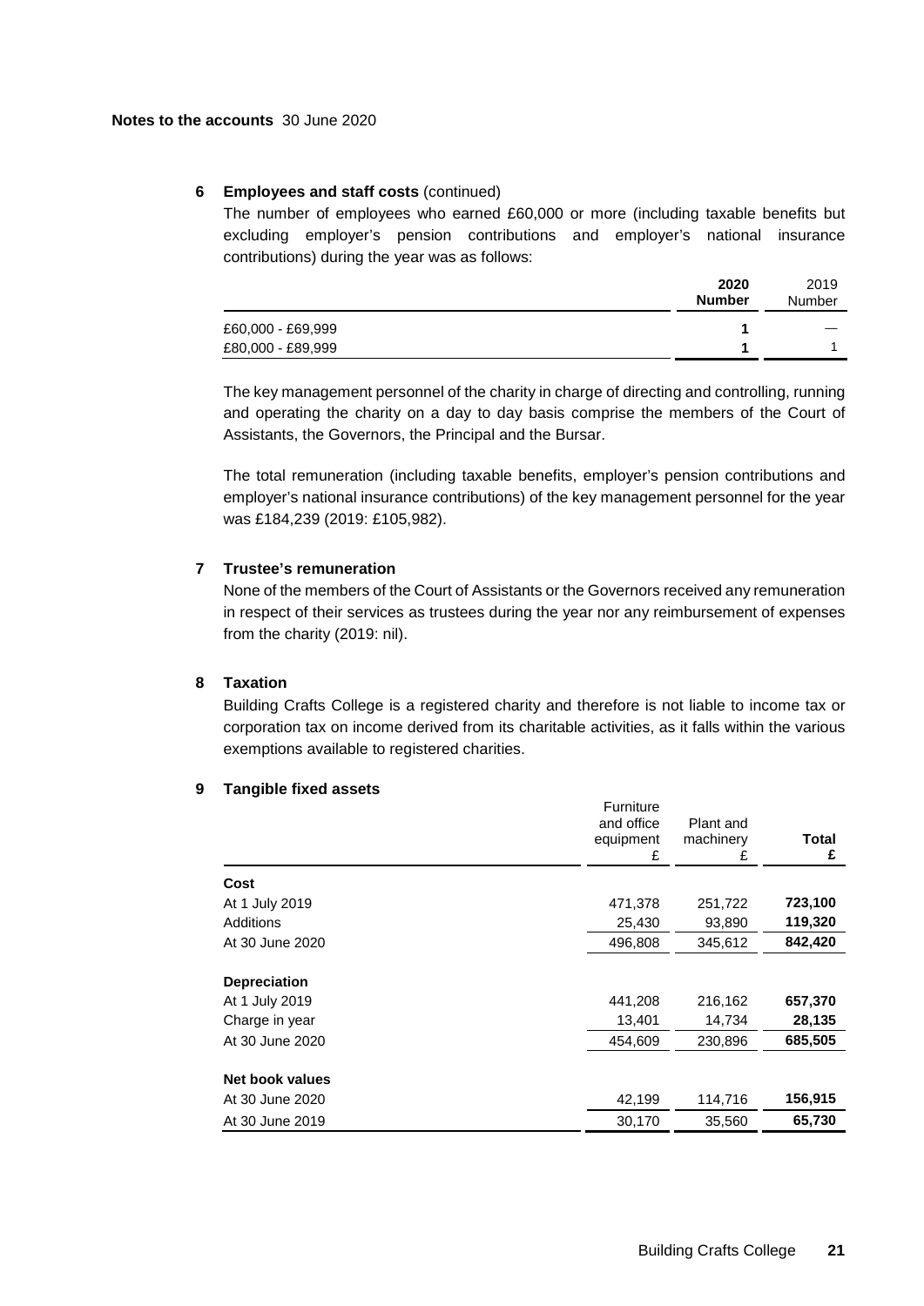**Notes to the accounts** 30 June 2020

### 6 Employees and staff costs (continued)

The number of employees who earned £60,000 or more (including taxable benefits but excluding employer's pension contributions and employer's national insurance contributions) during the year was as follows:

| | **2020 Number** | 2019 Number |
|---|---|---|
| £60,000 - £69,999 | **1** | — |
| £80,000 - £89,999 | **1** | 1 |

The key management personnel of the charity in charge of directing and controlling, running and operating the charity on a day to day basis comprise the members of the Court of Assistants, the Governors, the Principal and the Bursar.

The total remuneration (including taxable benefits, employer's pension contributions and employer's national insurance contributions) of the key management personnel for the year was £184,239 (2019: £105,982).

### 7 Trustee's remuneration

None of the members of the Court of Assistants or the Governors received any remuneration in respect of their services as trustees during the year nor any reimbursement of expenses from the charity (2019: nil).

### 8 Taxation

Building Crafts College is a registered charity and therefore is not liable to income tax or corporation tax on income derived from its charitable activities, as it falls within the various exemptions available to registered charities.

### 9 Tangible fixed assets

| | Furniture and office equipment £ | Plant and machinery £ | **Total £** |
|---|---|---|---|
| **Cost** | | | |
| At 1 July 2019 | 471,378 | 251,722 | **723,100** |
| Additions | 25,430 | 93,890 | **119,320** |
| At 30 June 2020 | 496,808 | 345,612 | **842,420** |
| **Depreciation** | | | |
| At 1 July 2019 | 441,208 | 216,162 | **657,370** |
| Charge in year | 13,401 | 14,734 | **28,135** |
| At 30 June 2020 | 454,609 | 230,896 | **685,505** |
| **Net book values** | | | |
| At 30 June 2020 | 42,199 | 114,716 | **156,915** |
| At 30 June 2019 | 30,170 | 35,560 | **65,730** |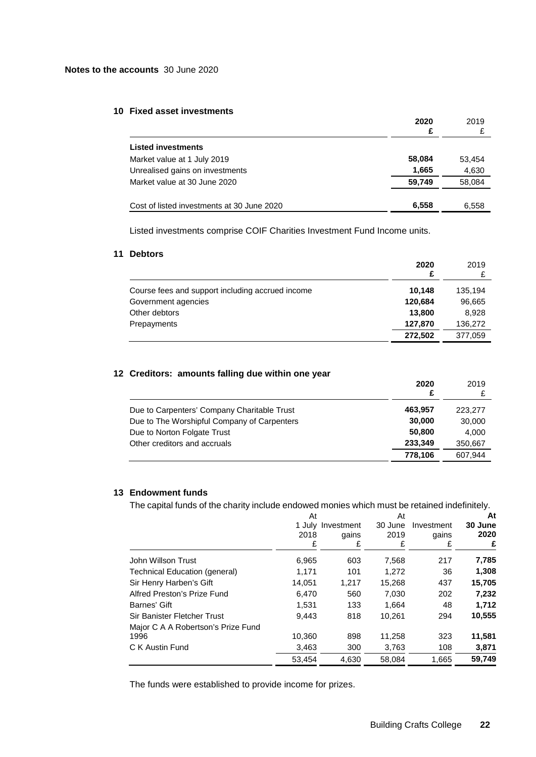**Notes to the accounts** 30 June 2020

## 10 Fixed asset investments

| | 2020 £ | 2019 £ |
|---|---|---|
| **Listed investments** | | |
| Market value at 1 July 2019 | **58,084** | 53,454 |
| Unrealised gains on investments | **1,665** | 4,630 |
| Market value at 30 June 2020 | **59,749** | 58,084 |
| Cost of listed investments at 30 June 2020 | **6,558** | 6,558 |

Listed investments comprise COIF Charities Investment Fund Income units.

## 11 Debtors

| | 2020 £ | 2019 £ |
|---|---|---|
| Course fees and support including accrued income | **10,148** | 135,194 |
| Government agencies | **120,684** | 96,665 |
| Other debtors | **13,800** | 8,928 |
| Prepayments | **127,870** | 136,272 |
| | **272,502** | 377,059 |

## 12 Creditors: amounts falling due within one year

| | 2020 £ | 2019 £ |
|---|---|---|
| Due to Carpenters' Company Charitable Trust | **463,957** | 223,277 |
| Due to The Worshipful Company of Carpenters | **30,000** | 30,000 |
| Due to Norton Folgate Trust | **50,800** | 4,000 |
| Other creditors and accruals | **233,349** | 350,667 |
| | **778,106** | 607,944 |

## 13 Endowment funds

The capital funds of the charity include endowed monies which must be retained indefinitely.

| | At 1 July 2018 £ | Investment gains £ | At 30 June 2019 £ | Investment gains £ | **At 30 June 2020 £** |
|---|---|---|---|---|---|
| John Willson Trust | 6,965 | 603 | 7,568 | 217 | **7,785** |
| Technical Education (general) | 1,171 | 101 | 1,272 | 36 | **1,308** |
| Sir Henry Harben's Gift | 14,051 | 1,217 | 15,268 | 437 | **15,705** |
| Alfred Preston's Prize Fund | 6,470 | 560 | 7,030 | 202 | **7,232** |
| Barnes' Gift | 1,531 | 133 | 1,664 | 48 | **1,712** |
| Sir Banister Fletcher Trust | 9,443 | 818 | 10,261 | 294 | **10,555** |
| Major C A A Robertson's Prize Fund 1996 | 10,360 | 898 | 11,258 | 323 | **11,581** |
| C K Austin Fund | 3,463 | 300 | 3,763 | 108 | **3,871** |
| | 53,454 | 4,630 | 58,084 | 1,665 | **59,749** |

The funds were established to provide income for prizes.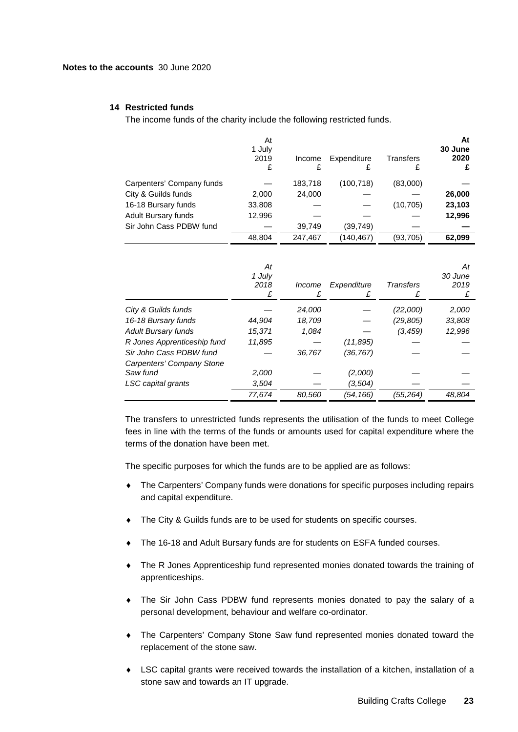**Notes to the accounts** 30 June 2020

### 14 Restricted funds

The income funds of the charity include the following restricted funds.

| | At 1 July 2019 £ | Income £ | Expenditure £ | Transfers £ | **At 30 June 2020 £** |
|---|---|---|---|---|---|
| Carpenters' Company funds | — | 183,718 | (100,718) | (83,000) | **—** |
| City & Guilds funds | 2,000 | 24,000 | — | — | **26,000** |
| 16-18 Bursary funds | 33,808 | — | — | (10,705) | **23,103** |
| Adult Bursary funds | 12,996 | — | — | — | **12,996** |
| Sir John Cass PDBW fund | — | 39,749 | (39,749) | — | **—** |
| | 48,804 | 247,467 | (140,467) | (93,705) | **62,099** |

| | *At 1 July 2018 £* | *Income £* | *Expenditure £* | *Transfers £* | *At 30 June 2019 £* |
|---|---|---|---|---|---|
| *City & Guilds funds* | — | *24,000* | — | *(22,000)* | *2,000* |
| *16-18 Bursary funds* | *44,904* | *18,709* | — | *(29,805)* | *33,808* |
| *Adult Bursary funds* | *15,371* | *1,084* | — | *(3,459)* | *12,996* |
| *R Jones Apprenticeship fund* | *11,895* | — | *(11,895)* | — | — |
| *Sir John Cass PDBW fund* | — | *36,767* | *(36,767)* | — | — |
| *Carpenters' Company Stone Saw fund* | *2,000* | — | *(2,000)* | — | — |
| *LSC capital grants* | *3,504* | — | *(3,504)* | — | — |
| | *77,674* | *80,560* | *(54,166)* | *(55,264)* | *48,804* |

The transfers to unrestricted funds represents the utilisation of the funds to meet College fees in line with the terms of the funds or amounts used for capital expenditure where the terms of the donation have been met.

The specific purposes for which the funds are to be applied are as follows:

- The Carpenters' Company funds were donations for specific purposes including repairs and capital expenditure.
- The City & Guilds funds are to be used for students on specific courses.
- The 16-18 and Adult Bursary funds are for students on ESFA funded courses.
- The R Jones Apprenticeship fund represented monies donated towards the training of apprenticeships.
- The Sir John Cass PDBW fund represents monies donated to pay the salary of a personal development, behaviour and welfare co-ordinator.
- The Carpenters' Company Stone Saw fund represented monies donated toward the replacement of the stone saw.
- LSC capital grants were received towards the installation of a kitchen, installation of a stone saw and towards an IT upgrade.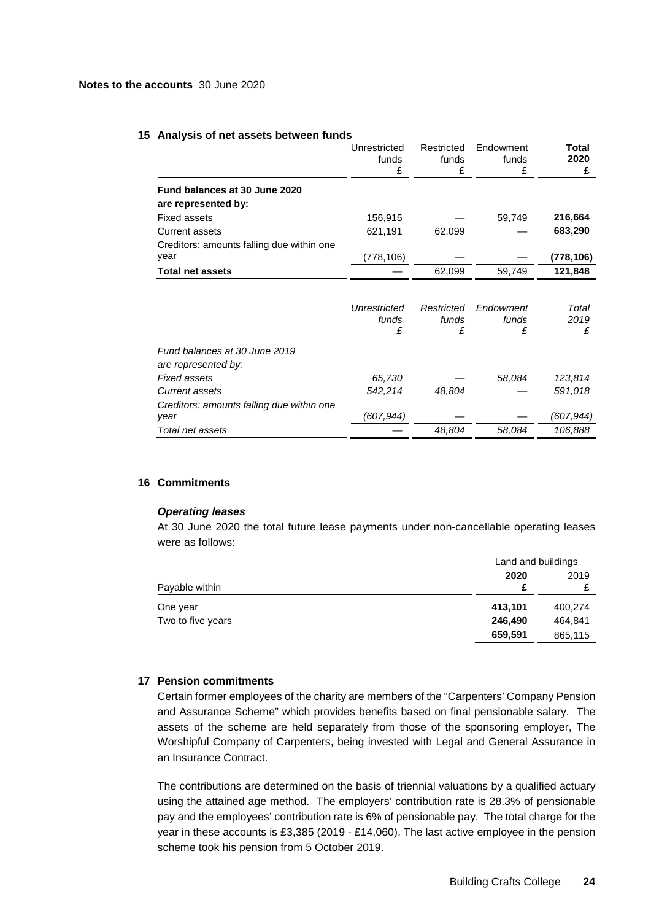**Notes to the accounts** 30 June 2020

## 15 Analysis of net assets between funds

| | Unrestricted funds £ | Restricted funds £ | Endowment funds £ | **Total 2020 £** |
|---|---|---|---|---|
| **Fund balances at 30 June 2020 are represented by:** | | | | |
| Fixed assets | 156,915 | — | 59,749 | **216,664** |
| Current assets | 621,191 | 62,099 | — | **683,290** |
| Creditors: amounts falling due within one year | (778,106) | — | — | **(778,106)** |
| **Total net assets** | — | 62,099 | 59,749 | **121,848** |

| | *Unrestricted funds £* | *Restricted funds £* | *Endowment funds £* | *Total 2019 £* |
|---|---|---|---|---|
| *Fund balances at 30 June 2019 are represented by:* | | | | |
| *Fixed assets* | *65,730* | — | *58,084* | *123,814* |
| *Current assets* | *542,214* | *48,804* | — | *591,018* |
| *Creditors: amounts falling due within one year* | *(607,944)* | — | — | *(607,944)* |
| *Total net assets* | — | *48,804* | *58,084* | *106,888* |

## 16 Commitments

***Operating leases***

At 30 June 2020 the total future lease payments under non-cancellable operating leases were as follows:

| | Land and buildings | |
|---|---|---|
| Payable within | **2020 £** | 2019 £ |
| One year | **413,101** | 400,274 |
| Two to five years | **246,490** | 464,841 |
| | **659,591** | 865,115 |

## 17 Pension commitments

Certain former employees of the charity are members of the "Carpenters' Company Pension and Assurance Scheme" which provides benefits based on final pensionable salary. The assets of the scheme are held separately from those of the sponsoring employer, The Worshipful Company of Carpenters, being invested with Legal and General Assurance in an Insurance Contract.

The contributions are determined on the basis of triennial valuations by a qualified actuary using the attained age method. The employers' contribution rate is 28.3% of pensionable pay and the employees' contribution rate is 6% of pensionable pay. The total charge for the year in these accounts is £3,385 (2019 - £14,060). The last active employee in the pension scheme took his pension from 5 October 2019.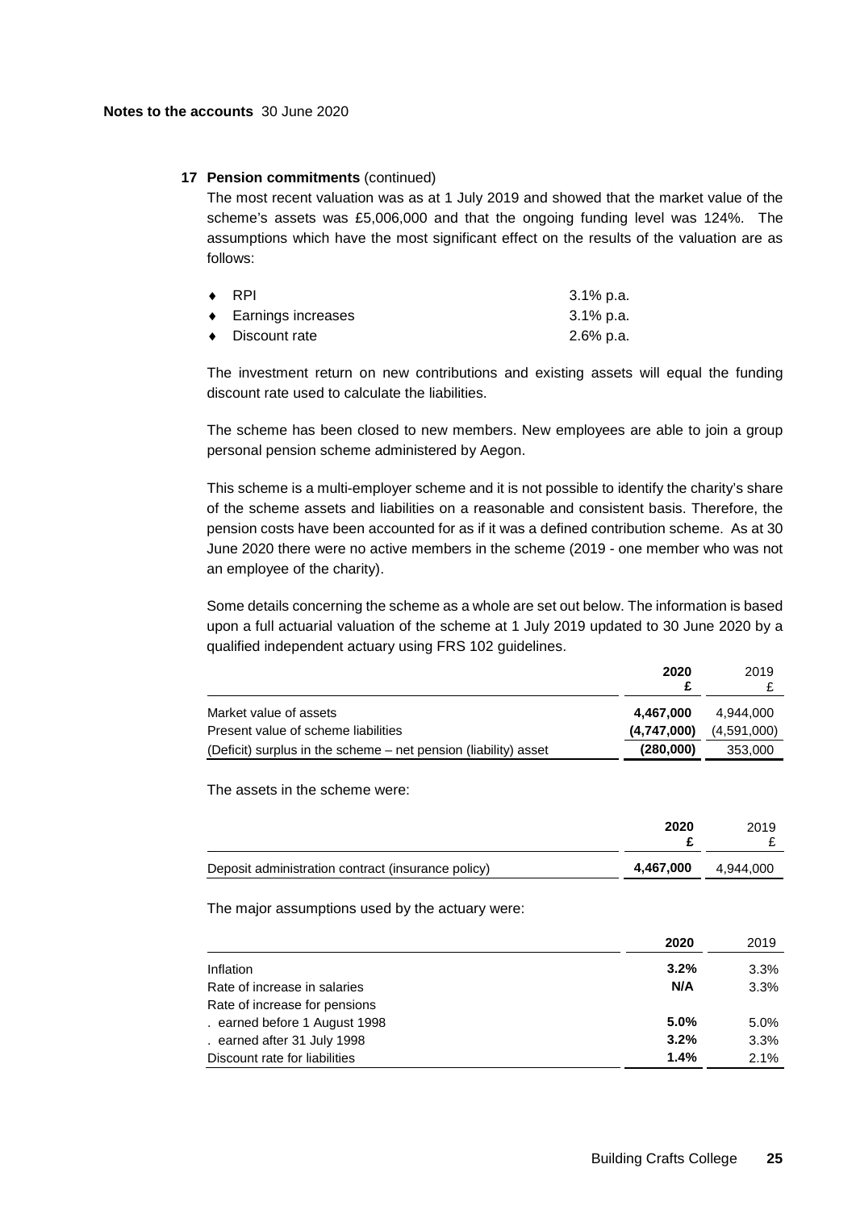**Notes to the accounts** 30 June 2020

## 17 Pension commitments (continued)

The most recent valuation was as at 1 July 2019 and showed that the market value of the scheme's assets was £5,006,000 and that the ongoing funding level was 124%. The assumptions which have the most significant effect on the results of the valuation are as follows:

| | |
|---|---|
| ♦ RPI | 3.1% p.a. |
| ♦ Earnings increases | 3.1% p.a. |
| ♦ Discount rate | 2.6% p.a. |

The investment return on new contributions and existing assets will equal the funding discount rate used to calculate the liabilities.

The scheme has been closed to new members. New employees are able to join a group personal pension scheme administered by Aegon.

This scheme is a multi-employer scheme and it is not possible to identify the charity's share of the scheme assets and liabilities on a reasonable and consistent basis. Therefore, the pension costs have been accounted for as if it was a defined contribution scheme. As at 30 June 2020 there were no active members in the scheme (2019 - one member who was not an employee of the charity).

Some details concerning the scheme as a whole are set out below. The information is based upon a full actuarial valuation of the scheme at 1 July 2019 updated to 30 June 2020 by a qualified independent actuary using FRS 102 guidelines.

| | **2020** **£** | 2019 £ |
|---|---|---|
| Market value of assets | **4,467,000** | 4,944,000 |
| Present value of scheme liabilities | **(4,747,000)** | (4,591,000) |
| (Deficit) surplus in the scheme – net pension (liability) asset | **(280,000)** | 353,000 |

The assets in the scheme were:

| | **2020** **£** | 2019 £ |
|---|---|---|
| Deposit administration contract (insurance policy) | **4,467,000** | 4,944,000 |

The major assumptions used by the actuary were:

| | **2020** | 2019 |
|---|---|---|
| Inflation | **3.2%** | 3.3% |
| Rate of increase in salaries | **N/A** | 3.3% |
| Rate of increase for pensions | | |
| . earned before 1 August 1998 | **5.0%** | 5.0% |
| . earned after 31 July 1998 | **3.2%** | 3.3% |
| Discount rate for liabilities | **1.4%** | 2.1% |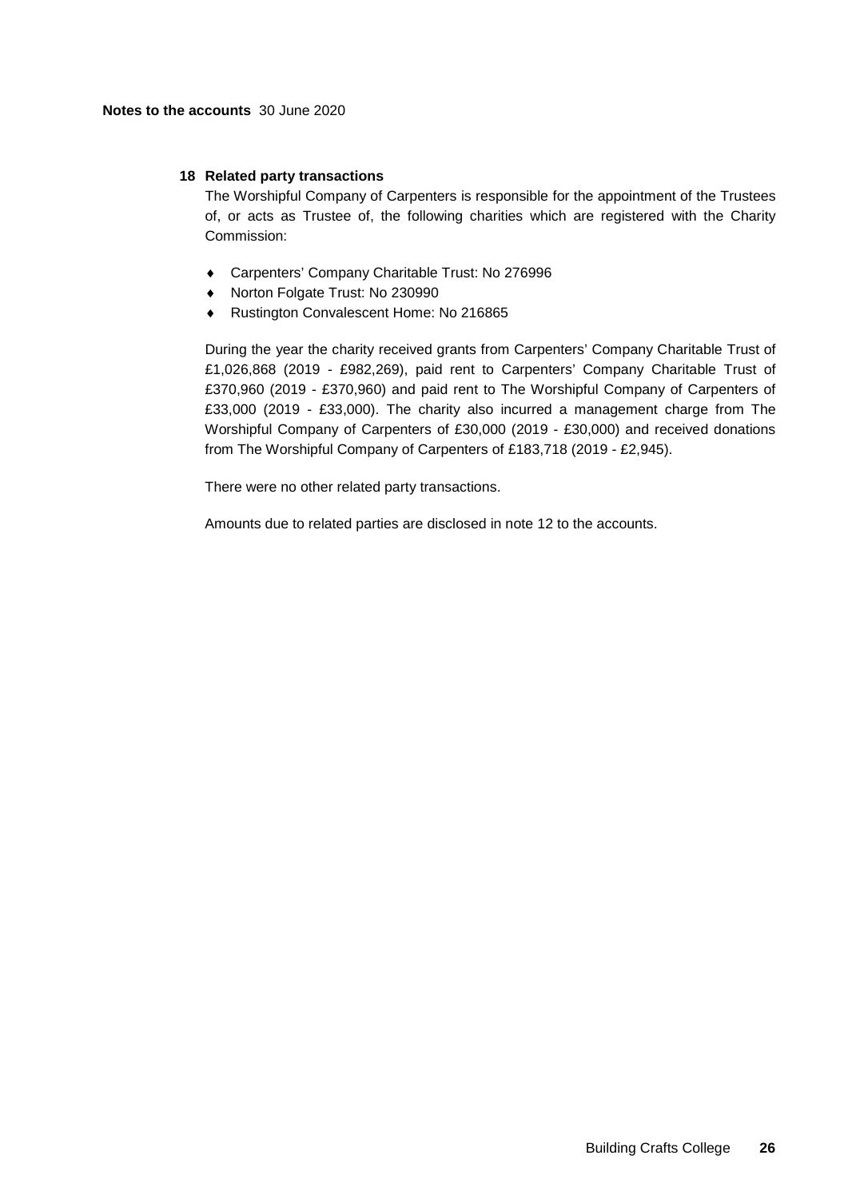**Notes to the accounts** 30 June 2020

## 18 Related party transactions

The Worshipful Company of Carpenters is responsible for the appointment of the Trustees of, or acts as Trustee of, the following charities which are registered with the Charity Commission:

- Carpenters' Company Charitable Trust: No 276996
- Norton Folgate Trust: No 230990
- Rustington Convalescent Home: No 216865

During the year the charity received grants from Carpenters' Company Charitable Trust of £1,026,868 (2019 - £982,269), paid rent to Carpenters' Company Charitable Trust of £370,960 (2019 - £370,960) and paid rent to The Worshipful Company of Carpenters of £33,000 (2019 - £33,000). The charity also incurred a management charge from The Worshipful Company of Carpenters of £30,000 (2019 - £30,000) and received donations from The Worshipful Company of Carpenters of £183,718 (2019 - £2,945).

There were no other related party transactions.

Amounts due to related parties are disclosed in note 12 to the accounts.